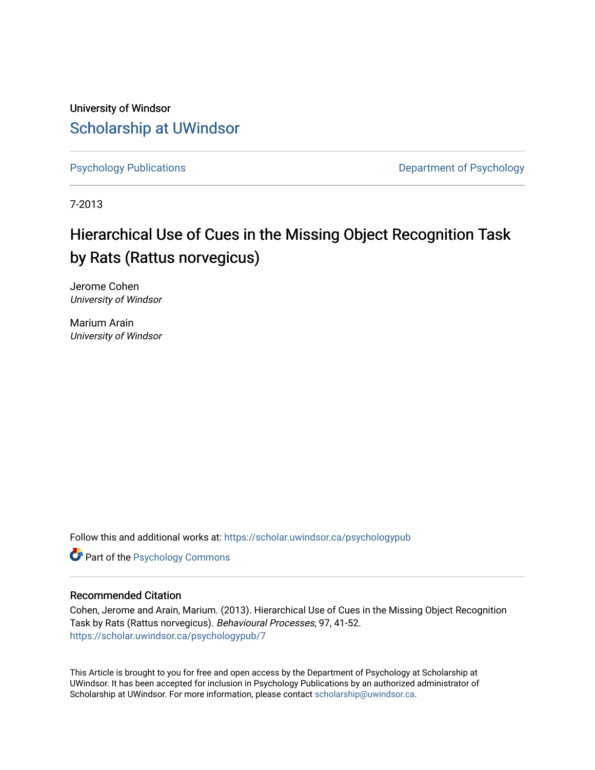University of Windsor

# Scholarship at UWindsor

Psychology Publications

Department of Psychology

7-2013

# Hierarchical Use of Cues in the Missing Object Recognition Task by Rats (Rattus norvegicus)

Jerome Cohen
*University of Windsor*

Marium Arain
*University of Windsor*

Follow this and additional works at: https://scholar.uwindsor.ca/psychologypub

Part of the Psychology Commons

## Recommended Citation

Cohen, Jerome and Arain, Marium. (2013). Hierarchical Use of Cues in the Missing Object Recognition Task by Rats (Rattus norvegicus). *Behavioural Processes*, 97, 41-52.
https://scholar.uwindsor.ca/psychologypub/7

This Article is brought to you for free and open access by the Department of Psychology at Scholarship at UWindsor. It has been accepted for inclusion in Psychology Publications by an authorized administrator of Scholarship at UWindsor. For more information, please contact scholarship@uwindsor.ca.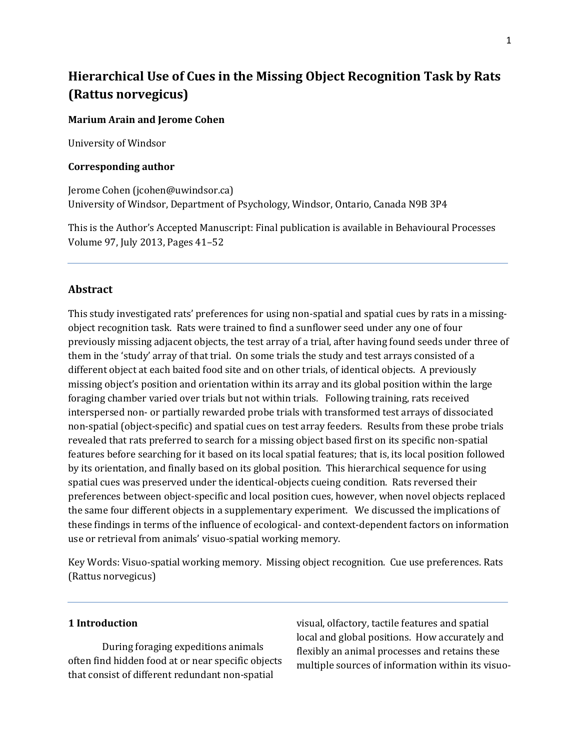# Hierarchical Use of Cues in the Missing Object Recognition Task by Rats (Rattus norvegicus)

**Marium Arain and Jerome Cohen**

University of Windsor

**Corresponding author**

Jerome Cohen (jcohen@uwindsor.ca)
University of Windsor, Department of Psychology, Windsor, Ontario, Canada N9B 3P4

This is the Author's Accepted Manuscript: Final publication is available in Behavioural Processes Volume 97, July 2013, Pages 41–52

---

## Abstract

This study investigated rats' preferences for using non-spatial and spatial cues by rats in a missing-object recognition task. Rats were trained to find a sunflower seed under any one of four previously missing adjacent objects, the test array of a trial, after having found seeds under three of them in the 'study' array of that trial. On some trials the study and test arrays consisted of a different object at each baited food site and on other trials, of identical objects. A previously missing object's position and orientation within its array and its global position within the large foraging chamber varied over trials but not within trials. Following training, rats received interspersed non- or partially rewarded probe trials with transformed test arrays of dissociated non-spatial (object-specific) and spatial cues on test array feeders. Results from these probe trials revealed that rats preferred to search for a missing object based first on its specific non-spatial features before searching for it based on its local spatial features; that is, its local position followed by its orientation, and finally based on its global position. This hierarchical sequence for using spatial cues was preserved under the identical-objects cueing condition. Rats reversed their preferences between object-specific and local position cues, however, when novel objects replaced the same four different objects in a supplementary experiment. We discussed the implications of these findings in terms of the influence of ecological- and context-dependent factors on information use or retrieval from animals' visuo-spatial working memory.

Key Words: Visuo-spatial working memory. Missing object recognition. Cue use preferences. Rats (Rattus norvegicus)

---

## 1 Introduction

During foraging expeditions animals often find hidden food at or near specific objects that consist of different redundant non-spatial visual, olfactory, tactile features and spatial local and global positions. How accurately and flexibly an animal processes and retains these multiple sources of information within its visuo-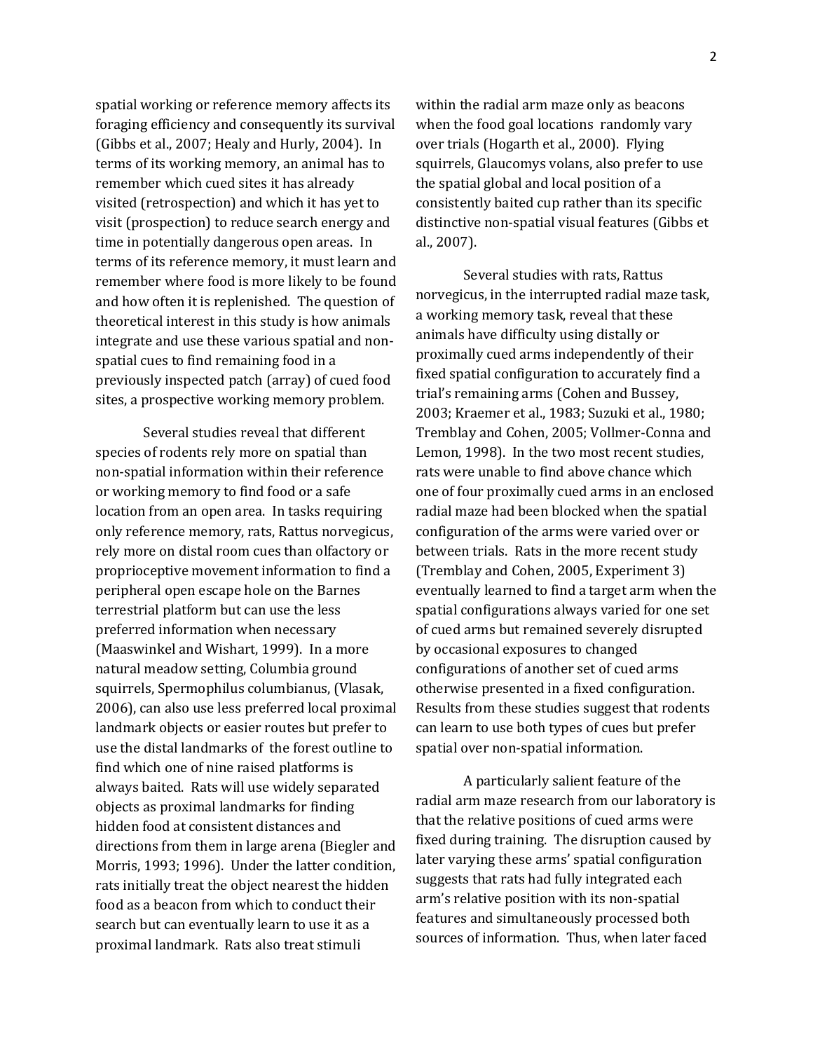spatial working or reference memory affects its foraging efficiency and consequently its survival (Gibbs et al., 2007; Healy and Hurly, 2004). In terms of its working memory, an animal has to remember which cued sites it has already visited (retrospection) and which it has yet to visit (prospection) to reduce search energy and time in potentially dangerous open areas. In terms of its reference memory, it must learn and remember where food is more likely to be found and how often it is replenished. The question of theoretical interest in this study is how animals integrate and use these various spatial and non-spatial cues to find remaining food in a previously inspected patch (array) of cued food sites, a prospective working memory problem.

Several studies reveal that different species of rodents rely more on spatial than non-spatial information within their reference or working memory to find food or a safe location from an open area. In tasks requiring only reference memory, rats, Rattus norvegicus, rely more on distal room cues than olfactory or proprioceptive movement information to find a peripheral open escape hole on the Barnes terrestrial platform but can use the less preferred information when necessary (Maaswinkel and Wishart, 1999). In a more natural meadow setting, Columbia ground squirrels, Spermophilus columbianus, (Vlasak, 2006), can also use less preferred local proximal landmark objects or easier routes but prefer to use the distal landmarks of the forest outline to find which one of nine raised platforms is always baited. Rats will use widely separated objects as proximal landmarks for finding hidden food at consistent distances and directions from them in large arena (Biegler and Morris, 1993; 1996). Under the latter condition, rats initially treat the object nearest the hidden food as a beacon from which to conduct their search but can eventually learn to use it as a proximal landmark. Rats also treat stimuli within the radial arm maze only as beacons when the food goal locations randomly vary over trials (Hogarth et al., 2000). Flying squirrels, Glaucomys volans, also prefer to use the spatial global and local position of a consistently baited cup rather than its specific distinctive non-spatial visual features (Gibbs et al., 2007).

Several studies with rats, Rattus norvegicus, in the interrupted radial maze task, a working memory task, reveal that these animals have difficulty using distally or proximally cued arms independently of their fixed spatial configuration to accurately find a trial's remaining arms (Cohen and Bussey, 2003; Kraemer et al., 1983; Suzuki et al., 1980; Tremblay and Cohen, 2005; Vollmer-Conna and Lemon, 1998). In the two most recent studies, rats were unable to find above chance which one of four proximally cued arms in an enclosed radial maze had been blocked when the spatial configuration of the arms were varied over or between trials. Rats in the more recent study (Tremblay and Cohen, 2005, Experiment 3) eventually learned to find a target arm when the spatial configurations always varied for one set of cued arms but remained severely disrupted by occasional exposures to changed configurations of another set of cued arms otherwise presented in a fixed configuration. Results from these studies suggest that rodents can learn to use both types of cues but prefer spatial over non-spatial information.

A particularly salient feature of the radial arm maze research from our laboratory is that the relative positions of cued arms were fixed during training. The disruption caused by later varying these arms' spatial configuration suggests that rats had fully integrated each arm's relative position with its non-spatial features and simultaneously processed both sources of information. Thus, when later faced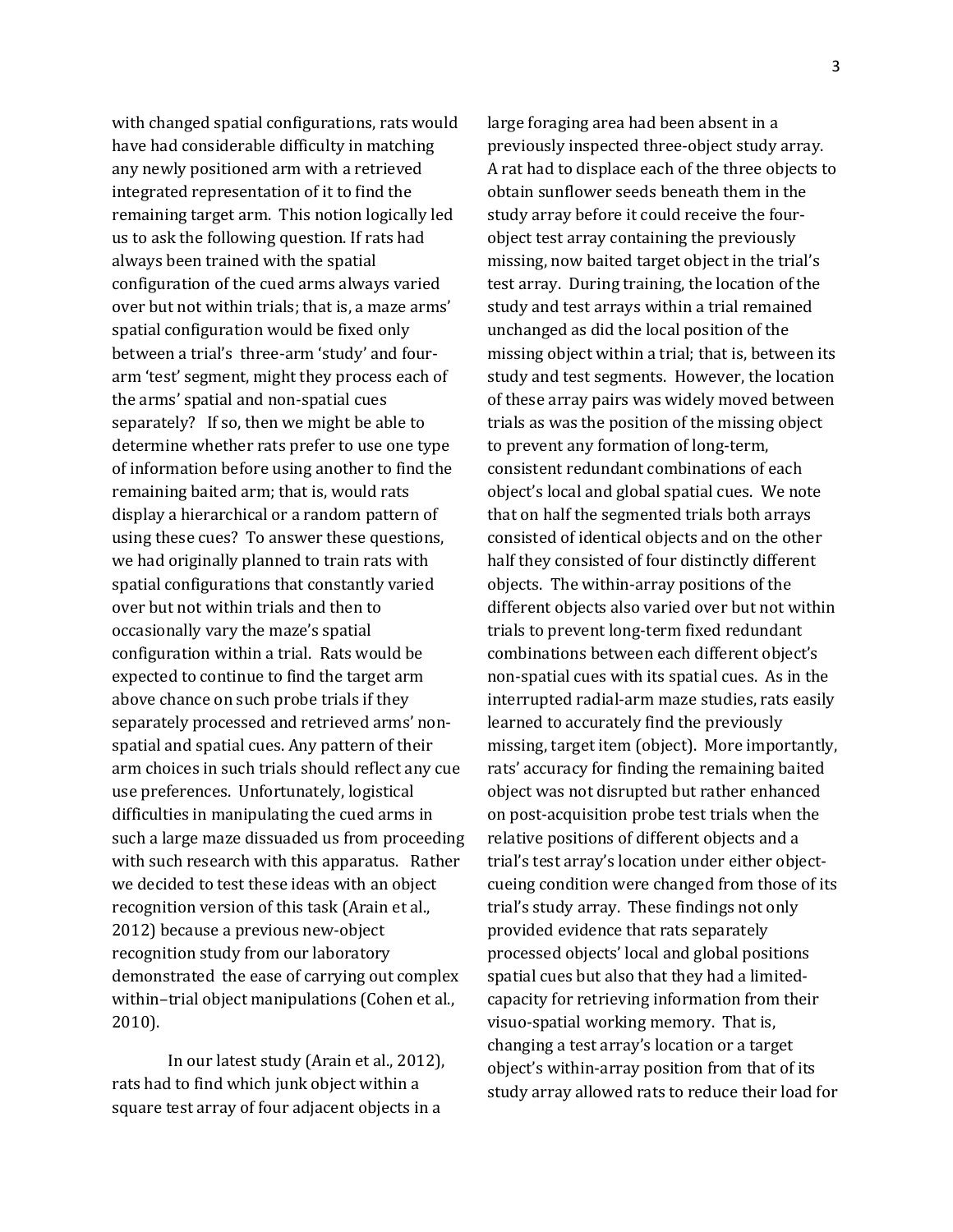with changed spatial configurations, rats would have had considerable difficulty in matching any newly positioned arm with a retrieved integrated representation of it to find the remaining target arm. This notion logically led us to ask the following question. If rats had always been trained with the spatial configuration of the cued arms always varied over but not within trials; that is, a maze arms' spatial configuration would be fixed only between a trial's three-arm 'study' and four-arm 'test' segment, might they process each of the arms' spatial and non-spatial cues separately? If so, then we might be able to determine whether rats prefer to use one type of information before using another to find the remaining baited arm; that is, would rats display a hierarchical or a random pattern of using these cues? To answer these questions, we had originally planned to train rats with spatial configurations that constantly varied over but not within trials and then to occasionally vary the maze's spatial configuration within a trial. Rats would be expected to continue to find the target arm above chance on such probe trials if they separately processed and retrieved arms' non-spatial and spatial cues. Any pattern of their arm choices in such trials should reflect any cue use preferences. Unfortunately, logistical difficulties in manipulating the cued arms in such a large maze dissuaded us from proceeding with such research with this apparatus. Rather we decided to test these ideas with an object recognition version of this task (Arain et al., 2012) because a previous new-object recognition study from our laboratory demonstrated the ease of carrying out complex within–trial object manipulations (Cohen et al., 2010).

In our latest study (Arain et al., 2012), rats had to find which junk object within a square test array of four adjacent objects in a large foraging area had been absent in a previously inspected three-object study array. A rat had to displace each of the three objects to obtain sunflower seeds beneath them in the study array before it could receive the four-object test array containing the previously missing, now baited target object in the trial's test array. During training, the location of the study and test arrays within a trial remained unchanged as did the local position of the missing object within a trial; that is, between its study and test segments. However, the location of these array pairs was widely moved between trials as was the position of the missing object to prevent any formation of long-term, consistent redundant combinations of each object's local and global spatial cues. We note that on half the segmented trials both arrays consisted of identical objects and on the other half they consisted of four distinctly different objects. The within-array positions of the different objects also varied over but not within trials to prevent long-term fixed redundant combinations between each different object's non-spatial cues with its spatial cues. As in the interrupted radial-arm maze studies, rats easily learned to accurately find the previously missing, target item (object). More importantly, rats' accuracy for finding the remaining baited object was not disrupted but rather enhanced on post-acquisition probe test trials when the relative positions of different objects and a trial's test array's location under either object-cueing condition were changed from those of its trial's study array. These findings not only provided evidence that rats separately processed objects' local and global positions spatial cues but also that they had a limited-capacity for retrieving information from their visuo-spatial working memory. That is, changing a test array's location or a target object's within-array position from that of its study array allowed rats to reduce their load for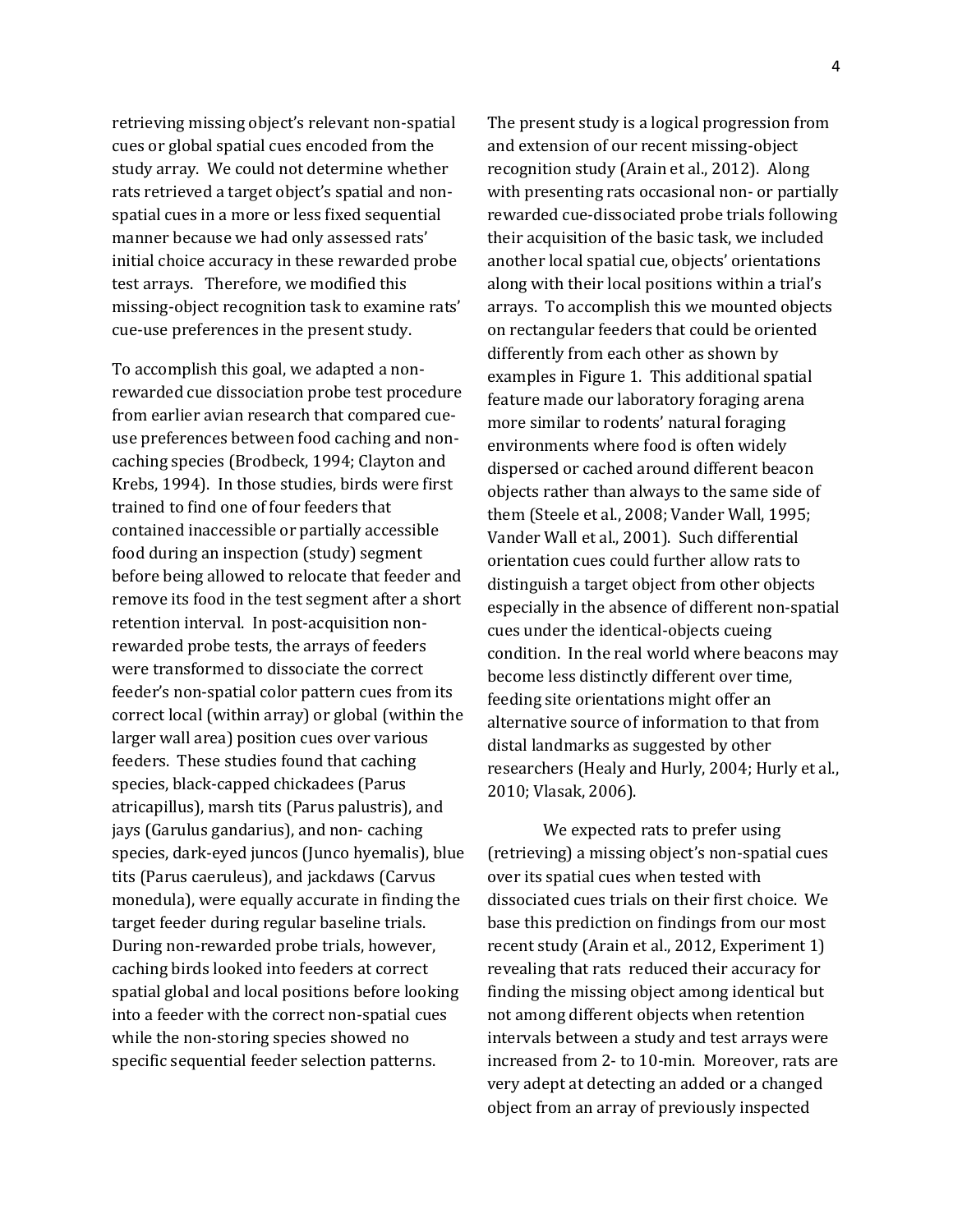retrieving missing object's relevant non-spatial cues or global spatial cues encoded from the study array. We could not determine whether rats retrieved a target object's spatial and non-spatial cues in a more or less fixed sequential manner because we had only assessed rats' initial choice accuracy in these rewarded probe test arrays. Therefore, we modified this missing-object recognition task to examine rats' cue-use preferences in the present study.

To accomplish this goal, we adapted a non-rewarded cue dissociation probe test procedure from earlier avian research that compared cue-use preferences between food caching and non-caching species (Brodbeck, 1994; Clayton and Krebs, 1994). In those studies, birds were first trained to find one of four feeders that contained inaccessible or partially accessible food during an inspection (study) segment before being allowed to relocate that feeder and remove its food in the test segment after a short retention interval. In post-acquisition non-rewarded probe tests, the arrays of feeders were transformed to dissociate the correct feeder's non-spatial color pattern cues from its correct local (within array) or global (within the larger wall area) position cues over various feeders. These studies found that caching species, black-capped chickadees (Parus atricapillus), marsh tits (Parus palustris), and jays (Garulus gandarius), and non- caching species, dark-eyed juncos (Junco hyemalis), blue tits (Parus caeruleus), and jackdaws (Carvus monedula), were equally accurate in finding the target feeder during regular baseline trials. During non-rewarded probe trials, however, caching birds looked into feeders at correct spatial global and local positions before looking into a feeder with the correct non-spatial cues while the non-storing species showed no specific sequential feeder selection patterns.

The present study is a logical progression from and extension of our recent missing-object recognition study (Arain et al., 2012). Along with presenting rats occasional non- or partially rewarded cue-dissociated probe trials following their acquisition of the basic task, we included another local spatial cue, objects' orientations along with their local positions within a trial's arrays. To accomplish this we mounted objects on rectangular feeders that could be oriented differently from each other as shown by examples in Figure 1. This additional spatial feature made our laboratory foraging arena more similar to rodents' natural foraging environments where food is often widely dispersed or cached around different beacon objects rather than always to the same side of them (Steele et al., 2008; Vander Wall, 1995; Vander Wall et al., 2001). Such differential orientation cues could further allow rats to distinguish a target object from other objects especially in the absence of different non-spatial cues under the identical-objects cueing condition. In the real world where beacons may become less distinctly different over time, feeding site orientations might offer an alternative source of information to that from distal landmarks as suggested by other researchers (Healy and Hurly, 2004; Hurly et al., 2010; Vlasak, 2006).

We expected rats to prefer using (retrieving) a missing object's non-spatial cues over its spatial cues when tested with dissociated cues trials on their first choice. We base this prediction on findings from our most recent study (Arain et al., 2012, Experiment 1) revealing that rats reduced their accuracy for finding the missing object among identical but not among different objects when retention intervals between a study and test arrays were increased from 2- to 10-min. Moreover, rats are very adept at detecting an added or a changed object from an array of previously inspected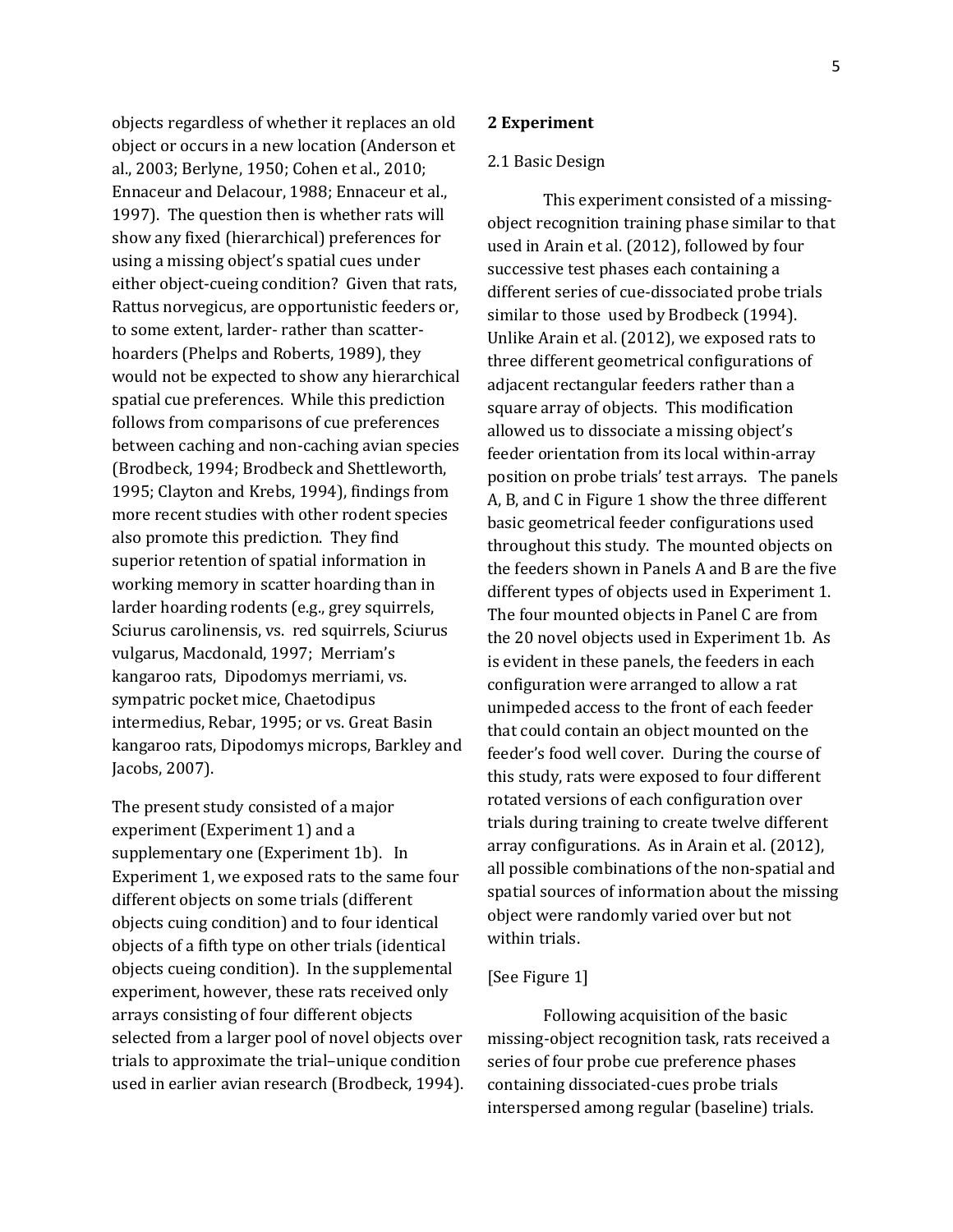objects regardless of whether it replaces an old object or occurs in a new location (Anderson et al., 2003; Berlyne, 1950; Cohen et al., 2010; Ennaceur and Delacour, 1988; Ennaceur et al., 1997). The question then is whether rats will show any fixed (hierarchical) preferences for using a missing object's spatial cues under either object-cueing condition? Given that rats, Rattus norvegicus, are opportunistic feeders or, to some extent, larder- rather than scatter-hoarders (Phelps and Roberts, 1989), they would not be expected to show any hierarchical spatial cue preferences. While this prediction follows from comparisons of cue preferences between caching and non-caching avian species (Brodbeck, 1994; Brodbeck and Shettleworth, 1995; Clayton and Krebs, 1994), findings from more recent studies with other rodent species also promote this prediction. They find superior retention of spatial information in working memory in scatter hoarding than in larder hoarding rodents (e.g., grey squirrels, Sciurus carolinensis, vs. red squirrels, Sciurus vulgarus, Macdonald, 1997; Merriam's kangaroo rats, Dipodomys merriami, vs. sympatric pocket mice, Chaetodipus intermedius, Rebar, 1995; or vs. Great Basin kangaroo rats, Dipodomys microps, Barkley and Jacobs, 2007).

The present study consisted of a major experiment (Experiment 1) and a supplementary one (Experiment 1b). In Experiment 1, we exposed rats to the same four different objects on some trials (different objects cuing condition) and to four identical objects of a fifth type on other trials (identical objects cueing condition). In the supplemental experiment, however, these rats received only arrays consisting of four different objects selected from a larger pool of novel objects over trials to approximate the trial–unique condition used in earlier avian research (Brodbeck, 1994).

## 2 Experiment

### 2.1 Basic Design

This experiment consisted of a missing-object recognition training phase similar to that used in Arain et al. (2012), followed by four successive test phases each containing a different series of cue-dissociated probe trials similar to those used by Brodbeck (1994). Unlike Arain et al. (2012), we exposed rats to three different geometrical configurations of adjacent rectangular feeders rather than a square array of objects. This modification allowed us to dissociate a missing object's feeder orientation from its local within-array position on probe trials' test arrays. The panels A, B, and C in Figure 1 show the three different basic geometrical feeder configurations used throughout this study. The mounted objects on the feeders shown in Panels A and B are the five different types of objects used in Experiment 1. The four mounted objects in Panel C are from the 20 novel objects used in Experiment 1b. As is evident in these panels, the feeders in each configuration were arranged to allow a rat unimpeded access to the front of each feeder that could contain an object mounted on the feeder's food well cover. During the course of this study, rats were exposed to four different rotated versions of each configuration over trials during training to create twelve different array configurations. As in Arain et al. (2012), all possible combinations of the non-spatial and spatial sources of information about the missing object were randomly varied over but not within trials.

[See Figure 1]

Following acquisition of the basic missing-object recognition task, rats received a series of four probe cue preference phases containing dissociated-cues probe trials interspersed among regular (baseline) trials.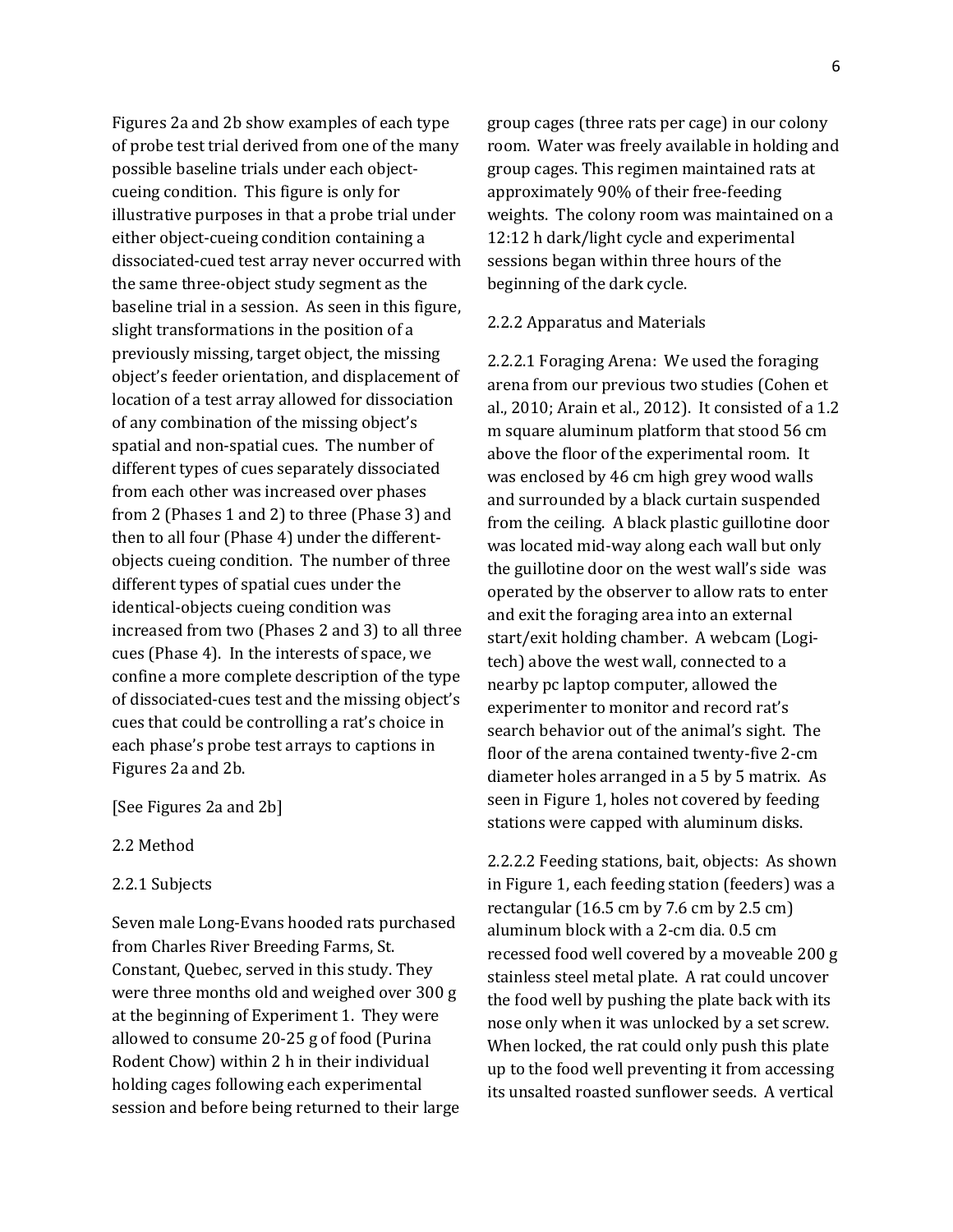Figures 2a and 2b show examples of each type of probe test trial derived from one of the many possible baseline trials under each object-cueing condition. This figure is only for illustrative purposes in that a probe trial under either object-cueing condition containing a dissociated-cued test array never occurred with the same three-object study segment as the baseline trial in a session. As seen in this figure, slight transformations in the position of a previously missing, target object, the missing object's feeder orientation, and displacement of location of a test array allowed for dissociation of any combination of the missing object's spatial and non-spatial cues. The number of different types of cues separately dissociated from each other was increased over phases from 2 (Phases 1 and 2) to three (Phase 3) and then to all four (Phase 4) under the different-objects cueing condition. The number of three different types of spatial cues under the identical-objects cueing condition was increased from two (Phases 2 and 3) to all three cues (Phase 4). In the interests of space, we confine a more complete description of the type of dissociated-cues test and the missing object's cues that could be controlling a rat's choice in each phase's probe test arrays to captions in Figures 2a and 2b.

[See Figures 2a and 2b]

## 2.2 Method

### 2.2.1 Subjects

Seven male Long-Evans hooded rats purchased from Charles River Breeding Farms, St. Constant, Quebec, served in this study. They were three months old and weighed over 300 g at the beginning of Experiment 1. They were allowed to consume 20-25 g of food (Purina Rodent Chow) within 2 h in their individual holding cages following each experimental session and before being returned to their large group cages (three rats per cage) in our colony room. Water was freely available in holding and group cages. This regimen maintained rats at approximately 90% of their free-feeding weights. The colony room was maintained on a 12:12 h dark/light cycle and experimental sessions began within three hours of the beginning of the dark cycle.

### 2.2.2 Apparatus and Materials

2.2.2.1 Foraging Arena: We used the foraging arena from our previous two studies (Cohen et al., 2010; Arain et al., 2012). It consisted of a 1.2 m square aluminum platform that stood 56 cm above the floor of the experimental room. It was enclosed by 46 cm high grey wood walls and surrounded by a black curtain suspended from the ceiling. A black plastic guillotine door was located mid-way along each wall but only the guillotine door on the west wall's side was operated by the observer to allow rats to enter and exit the foraging area into an external start/exit holding chamber. A webcam (Logitech) above the west wall, connected to a nearby pc laptop computer, allowed the experimenter to monitor and record rat's search behavior out of the animal's sight. The floor of the arena contained twenty-five 2-cm diameter holes arranged in a 5 by 5 matrix. As seen in Figure 1, holes not covered by feeding stations were capped with aluminum disks.

2.2.2.2 Feeding stations, bait, objects: As shown in Figure 1, each feeding station (feeders) was a rectangular (16.5 cm by 7.6 cm by 2.5 cm) aluminum block with a 2-cm dia. 0.5 cm recessed food well covered by a moveable 200 g stainless steel metal plate. A rat could uncover the food well by pushing the plate back with its nose only when it was unlocked by a set screw. When locked, the rat could only push this plate up to the food well preventing it from accessing its unsalted roasted sunflower seeds. A vertical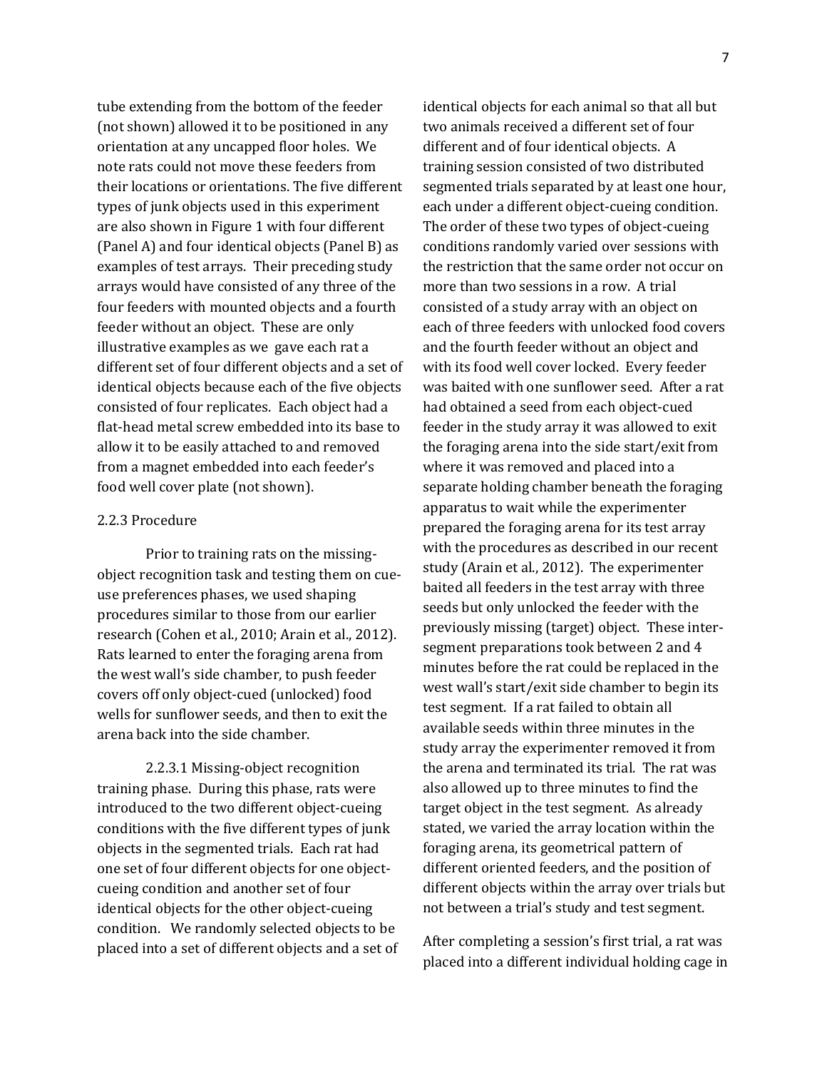tube extending from the bottom of the feeder (not shown) allowed it to be positioned in any orientation at any uncapped floor holes. We note rats could not move these feeders from their locations or orientations. The five different types of junk objects used in this experiment are also shown in Figure 1 with four different (Panel A) and four identical objects (Panel B) as examples of test arrays. Their preceding study arrays would have consisted of any three of the four feeders with mounted objects and a fourth feeder without an object. These are only illustrative examples as we gave each rat a different set of four different objects and a set of identical objects because each of the five objects consisted of four replicates. Each object had a flat-head metal screw embedded into its base to allow it to be easily attached to and removed from a magnet embedded into each feeder's food well cover plate (not shown).

### 2.2.3 Procedure

Prior to training rats on the missing-object recognition task and testing them on cue-use preferences phases, we used shaping procedures similar to those from our earlier research (Cohen et al., 2010; Arain et al., 2012). Rats learned to enter the foraging arena from the west wall's side chamber, to push feeder covers off only object-cued (unlocked) food wells for sunflower seeds, and then to exit the arena back into the side chamber.

2.2.3.1 Missing-object recognition training phase. During this phase, rats were introduced to the two different object-cueing conditions with the five different types of junk objects in the segmented trials. Each rat had one set of four different objects for one object-cueing condition and another set of four identical objects for the other object-cueing condition. We randomly selected objects to be placed into a set of different objects and a set of identical objects for each animal so that all but two animals received a different set of four different and of four identical objects. A training session consisted of two distributed segmented trials separated by at least one hour, each under a different object-cueing condition. The order of these two types of object-cueing conditions randomly varied over sessions with the restriction that the same order not occur on more than two sessions in a row. A trial consisted of a study array with an object on each of three feeders with unlocked food covers and the fourth feeder without an object and with its food well cover locked. Every feeder was baited with one sunflower seed. After a rat had obtained a seed from each object-cued feeder in the study array it was allowed to exit the foraging arena into the side start/exit from where it was removed and placed into a separate holding chamber beneath the foraging apparatus to wait while the experimenter prepared the foraging arena for its test array with the procedures as described in our recent study (Arain et al., 2012). The experimenter baited all feeders in the test array with three seeds but only unlocked the feeder with the previously missing (target) object. These inter-segment preparations took between 2 and 4 minutes before the rat could be replaced in the west wall's start/exit side chamber to begin its test segment. If a rat failed to obtain all available seeds within three minutes in the study array the experimenter removed it from the arena and terminated its trial. The rat was also allowed up to three minutes to find the target object in the test segment. As already stated, we varied the array location within the foraging arena, its geometrical pattern of different oriented feeders, and the position of different objects within the array over trials but not between a trial's study and test segment.

After completing a session's first trial, a rat was placed into a different individual holding cage in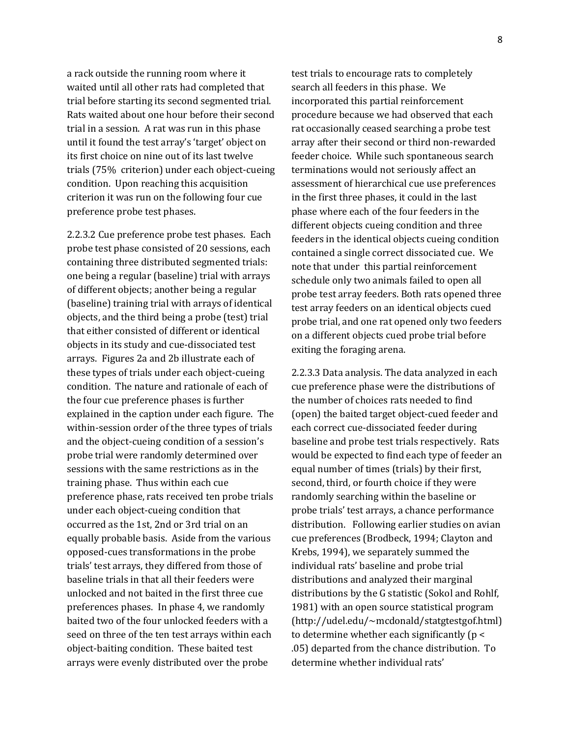a rack outside the running room where it waited until all other rats had completed that trial before starting its second segmented trial. Rats waited about one hour before their second trial in a session. A rat was run in this phase until it found the test array's 'target' object on its first choice on nine out of its last twelve trials (75% criterion) under each object-cueing condition. Upon reaching this acquisition criterion it was run on the following four cue preference probe test phases.

2.2.3.2 Cue preference probe test phases. Each probe test phase consisted of 20 sessions, each containing three distributed segmented trials: one being a regular (baseline) trial with arrays of different objects; another being a regular (baseline) training trial with arrays of identical objects, and the third being a probe (test) trial that either consisted of different or identical objects in its study and cue-dissociated test arrays. Figures 2a and 2b illustrate each of these types of trials under each object-cueing condition. The nature and rationale of each of the four cue preference phases is further explained in the caption under each figure. The within-session order of the three types of trials and the object-cueing condition of a session's probe trial were randomly determined over sessions with the same restrictions as in the training phase. Thus within each cue preference phase, rats received ten probe trials under each object-cueing condition that occurred as the 1st, 2nd or 3rd trial on an equally probable basis. Aside from the various opposed-cues transformations in the probe trials' test arrays, they differed from those of baseline trials in that all their feeders were unlocked and not baited in the first three cue preferences phases. In phase 4, we randomly baited two of the four unlocked feeders with a seed on three of the ten test arrays within each object-baiting condition. These baited test arrays were evenly distributed over the probe test trials to encourage rats to completely search all feeders in this phase. We incorporated this partial reinforcement procedure because we had observed that each rat occasionally ceased searching a probe test array after their second or third non-rewarded feeder choice. While such spontaneous search terminations would not seriously affect an assessment of hierarchical cue use preferences in the first three phases, it could in the last phase where each of the four feeders in the different objects cueing condition and three feeders in the identical objects cueing condition contained a single correct dissociated cue. We note that under this partial reinforcement schedule only two animals failed to open all probe test array feeders. Both rats opened three test array feeders on an identical objects cued probe trial, and one rat opened only two feeders on a different objects cued probe trial before exiting the foraging arena.

2.2.3.3 Data analysis. The data analyzed in each cue preference phase were the distributions of the number of choices rats needed to find (open) the baited target object-cued feeder and each correct cue-dissociated feeder during baseline and probe test trials respectively. Rats would be expected to find each type of feeder an equal number of times (trials) by their first, second, third, or fourth choice if they were randomly searching within the baseline or probe trials' test arrays, a chance performance distribution. Following earlier studies on avian cue preferences (Brodbeck, 1994; Clayton and Krebs, 1994), we separately summed the individual rats' baseline and probe trial distributions and analyzed their marginal distributions by the G statistic (Sokol and Rohlf, 1981) with an open source statistical program (http://udel.edu/~mcdonald/statgtestgof.html) to determine whether each significantly ($p <$ .05) departed from the chance distribution. To determine whether individual rats'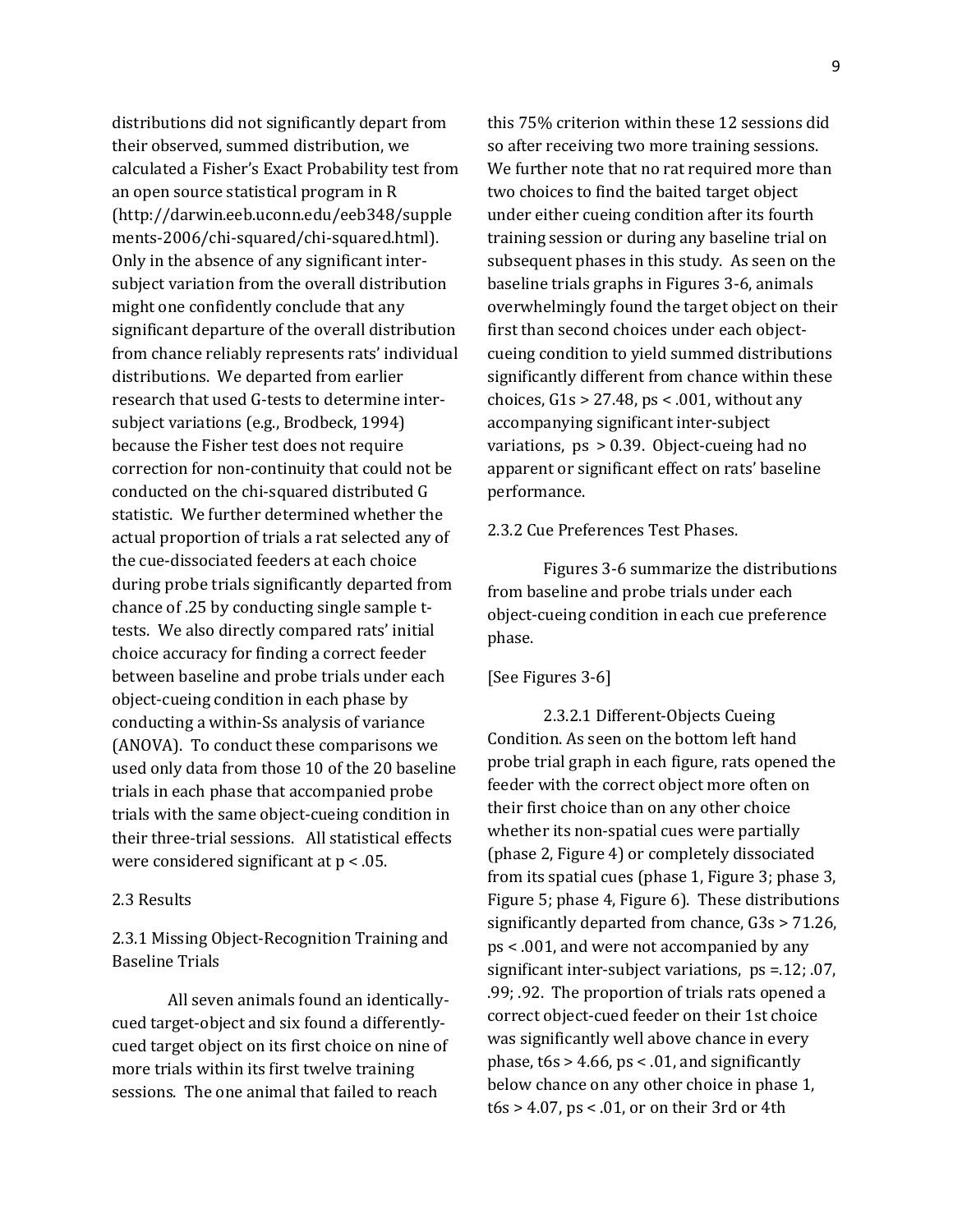distributions did not significantly depart from their observed, summed distribution, we calculated a Fisher's Exact Probability test from an open source statistical program in R (http://darwin.eeb.uconn.edu/eeb348/supplements-2006/chi-squared/chi-squared.html). Only in the absence of any significant inter-subject variation from the overall distribution might one confidently conclude that any significant departure of the overall distribution from chance reliably represents rats' individual distributions. We departed from earlier research that used G-tests to determine inter-subject variations (e.g., Brodbeck, 1994) because the Fisher test does not require correction for non-continuity that could not be conducted on the chi-squared distributed G statistic. We further determined whether the actual proportion of trials a rat selected any of the cue-dissociated feeders at each choice during probe trials significantly departed from chance of .25 by conducting single sample t-tests. We also directly compared rats' initial choice accuracy for finding a correct feeder between baseline and probe trials under each object-cueing condition in each phase by conducting a within-Ss analysis of variance (ANOVA). To conduct these comparisons we used only data from those 10 of the 20 baseline trials in each phase that accompanied probe trials with the same object-cueing condition in their three-trial sessions. All statistical effects were considered significant at $p < .05$.

## 2.3 Results

### 2.3.1 Missing Object-Recognition Training and Baseline Trials

All seven animals found an identically-cued target-object and six found a differently-cued target object on its first choice on nine of more trials within its first twelve training sessions. The one animal that failed to reach this 75% criterion within these 12 sessions did so after receiving two more training sessions. We further note that no rat required more than two choices to find the baited target object under either cueing condition after its fourth training session or during any baseline trial on subsequent phases in this study. As seen on the baseline trials graphs in Figures 3-6, animals overwhelmingly found the target object on their first than second choices under each object-cueing condition to yield summed distributions significantly different from chance within these choices, $G1s > 27.48$, $ps < .001$, without any accompanying significant inter-subject variations, $ps > 0.39$. Object-cueing had no apparent or significant effect on rats' baseline performance.

### 2.3.2 Cue Preferences Test Phases.

Figures 3-6 summarize the distributions from baseline and probe trials under each object-cueing condition in each cue preference phase.

[See Figures 3-6]

#### 2.3.2.1 Different-Objects Cueing Condition.

As seen on the bottom left hand probe trial graph in each figure, rats opened the feeder with the correct object more often on their first choice than on any other choice whether its non-spatial cues were partially (phase 2, Figure 4) or completely dissociated from its spatial cues (phase 1, Figure 3; phase 3, Figure 5; phase 4, Figure 6). These distributions significantly departed from chance, $G3s > 71.26$, $ps < .001$, and were not accompanied by any significant inter-subject variations, $ps = .12; .07, .99; .92$. The proportion of trials rats opened a correct object-cued feeder on their 1st choice was significantly well above chance in every phase, $t6s > 4.66$, $ps < .01$, and significantly below chance on any other choice in phase 1, $t6s > 4.07$, $ps < .01$, or on their 3rd or 4th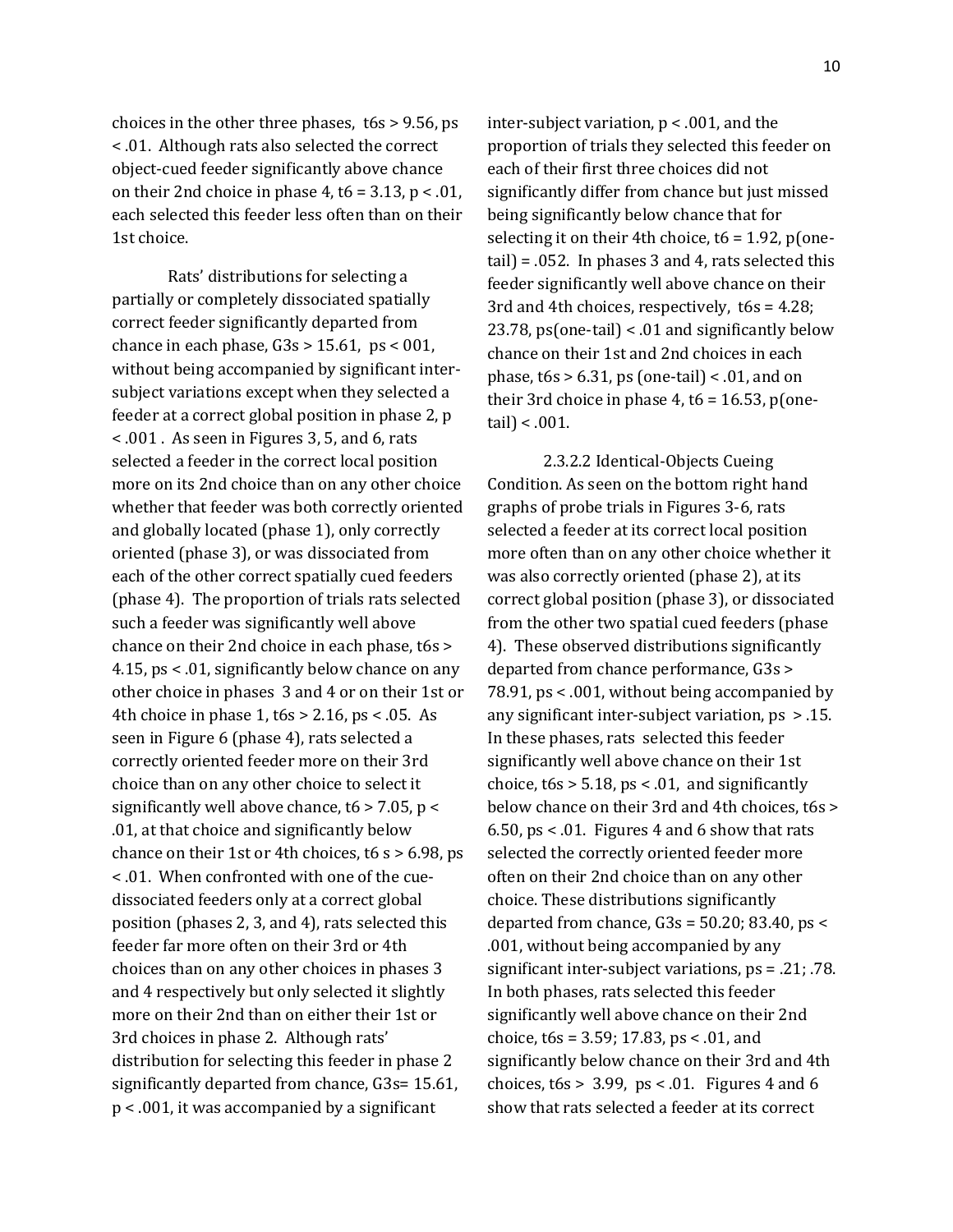choices in the other three phases, $t6s > 9.56$, $ps < .01$. Although rats also selected the correct object-cued feeder significantly above chance on their 2nd choice in phase 4, $t6 = 3.13$, $p < .01$, each selected this feeder less often than on their 1st choice.

Rats' distributions for selecting a partially or completely dissociated spatially correct feeder significantly departed from chance in each phase, $G3s > 15.61$, $ps < 001$, without being accompanied by significant inter-subject variations except when they selected a feeder at a correct global position in phase 2, $p < .001$ . As seen in Figures 3, 5, and 6, rats selected a feeder in the correct local position more on its 2nd choice than on any other choice whether that feeder was both correctly oriented and globally located (phase 1), only correctly oriented (phase 3), or was dissociated from each of the other correct spatially cued feeders (phase 4). The proportion of trials rats selected such a feeder was significantly well above chance on their 2nd choice in each phase, $t6s > 4.15$, $ps < .01$, significantly below chance on any other choice in phases 3 and 4 or on their 1st or 4th choice in phase 1, $t6s > 2.16$, $ps < .05$. As seen in Figure 6 (phase 4), rats selected a correctly oriented feeder more on their 3rd choice than on any other choice to select it significantly well above chance, $t6 > 7.05$, $p < .01$, at that choice and significantly below chance on their 1st or 4th choices, $t6 s > 6.98$, $ps < .01$. When confronted with one of the cue-dissociated feeders only at a correct global position (phases 2, 3, and 4), rats selected this feeder far more often on their 3rd or 4th choices than on any other choices in phases 3 and 4 respectively but only selected it slightly more on their 2nd than on either their 1st or 3rd choices in phase 2. Although rats' distribution for selecting this feeder in phase 2 significantly departed from chance, $G3s= 15.61$, $p < .001$, it was accompanied by a significant inter-subject variation, $p < .001$, and the proportion of trials they selected this feeder on each of their first three choices did not significantly differ from chance but just missed being significantly below chance that for selecting it on their 4th choice, $t6 = 1.92$, $p(\text{one-tail}) = .052$. In phases 3 and 4, rats selected this feeder significantly well above chance on their 3rd and 4th choices, respectively, $t6s = 4.28$; $23.78$, $ps(\text{one-tail}) < .01$ and significantly below chance on their 1st and 2nd choices in each phase, $t6s > 6.31$, $ps$ (one-tail) $< .01$, and on their 3rd choice in phase 4, $t6 = 16.53$, $p(\text{one-tail}) < .001$.

2.3.2.2 Identical-Objects Cueing Condition. As seen on the bottom right hand graphs of probe trials in Figures 3-6, rats selected a feeder at its correct local position more often than on any other choice whether it was also correctly oriented (phase 2), at its correct global position (phase 3), or dissociated from the other two spatial cued feeders (phase 4). These observed distributions significantly departed from chance performance, $G3s > 78.91$, $ps < .001$, without being accompanied by any significant inter-subject variation, $ps > .15$. In these phases, rats selected this feeder significantly well above chance on their 1st choice, $t6s > 5.18$, $ps < .01$, and significantly below chance on their 3rd and 4th choices, $t6s > 6.50$, $ps < .01$. Figures 4 and 6 show that rats selected the correctly oriented feeder more often on their 2nd choice than on any other choice. These distributions significantly departed from chance, $G3s = 50.20$; $83.40$, $ps < .001$, without being accompanied by any significant inter-subject variations, $ps = .21$; $.78$. In both phases, rats selected this feeder significantly well above chance on their 2nd choice, $t6s = 3.59$; $17.83$, $ps < .01$, and significantly below chance on their 3rd and 4th choices, $t6s > 3.99$, $ps < .01$. Figures 4 and 6 show that rats selected a feeder at its correct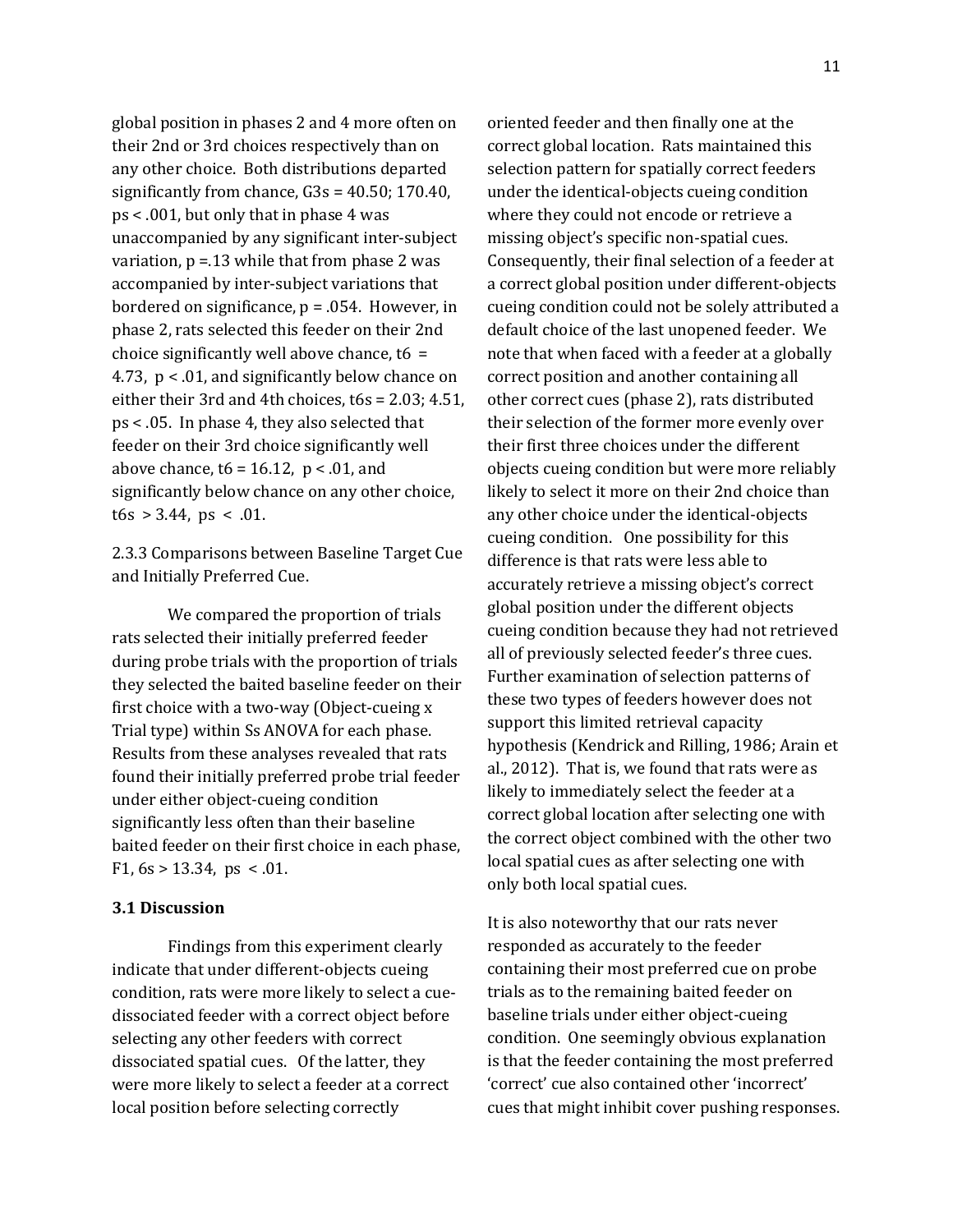global position in phases 2 and 4 more often on their 2nd or 3rd choices respectively than on any other choice. Both distributions departed significantly from chance, $G3s = 40.50; 170.40$, $ps < .001$, but only that in phase 4 was unaccompanied by any significant inter-subject variation, $p = .13$ while that from phase 2 was accompanied by inter-subject variations that bordered on significance, $p = .054$. However, in phase 2, rats selected this feeder on their 2nd choice significantly well above chance, $t6 = 4.73$, $p < .01$, and significantly below chance on either their 3rd and 4th choices, $t6s = 2.03; 4.51$, $ps < .05$. In phase 4, they also selected that feeder on their 3rd choice significantly well above chance, $t6 = 16.12$, $p < .01$, and significantly below chance on any other choice, $t6s > 3.44$, $ps < .01$.

2.3.3 Comparisons between Baseline Target Cue and Initially Preferred Cue.

We compared the proportion of trials rats selected their initially preferred feeder during probe trials with the proportion of trials they selected the baited baseline feeder on their first choice with a two-way (Object-cueing x Trial type) within Ss ANOVA for each phase. Results from these analyses revealed that rats found their initially preferred probe trial feeder under either object-cueing condition significantly less often than their baseline baited feeder on their first choice in each phase, $F1, 6s > 13.34$, $ps < .01$.

**3.1 Discussion**

Findings from this experiment clearly indicate that under different-objects cueing condition, rats were more likely to select a cue-dissociated feeder with a correct object before selecting any other feeders with correct dissociated spatial cues. Of the latter, they were more likely to select a feeder at a correct local position before selecting correctly oriented feeder and then finally one at the correct global location. Rats maintained this selection pattern for spatially correct feeders under the identical-objects cueing condition where they could not encode or retrieve a missing object's specific non-spatial cues. Consequently, their final selection of a feeder at a correct global position under different-objects cueing condition could not be solely attributed a default choice of the last unopened feeder. We note that when faced with a feeder at a globally correct position and another containing all other correct cues (phase 2), rats distributed their selection of the former more evenly over their first three choices under the different objects cueing condition but were more reliably likely to select it more on their 2nd choice than any other choice under the identical-objects cueing condition. One possibility for this difference is that rats were less able to accurately retrieve a missing object's correct global position under the different objects cueing condition because they had not retrieved all of previously selected feeder's three cues. Further examination of selection patterns of these two types of feeders however does not support this limited retrieval capacity hypothesis (Kendrick and Rilling, 1986; Arain et al., 2012). That is, we found that rats were as likely to immediately select the feeder at a correct global location after selecting one with the correct object combined with the other two local spatial cues as after selecting one with only both local spatial cues.

It is also noteworthy that our rats never responded as accurately to the feeder containing their most preferred cue on probe trials as to the remaining baited feeder on baseline trials under either object-cueing condition. One seemingly obvious explanation is that the feeder containing the most preferred 'correct' cue also contained other 'incorrect' cues that might inhibit cover pushing responses.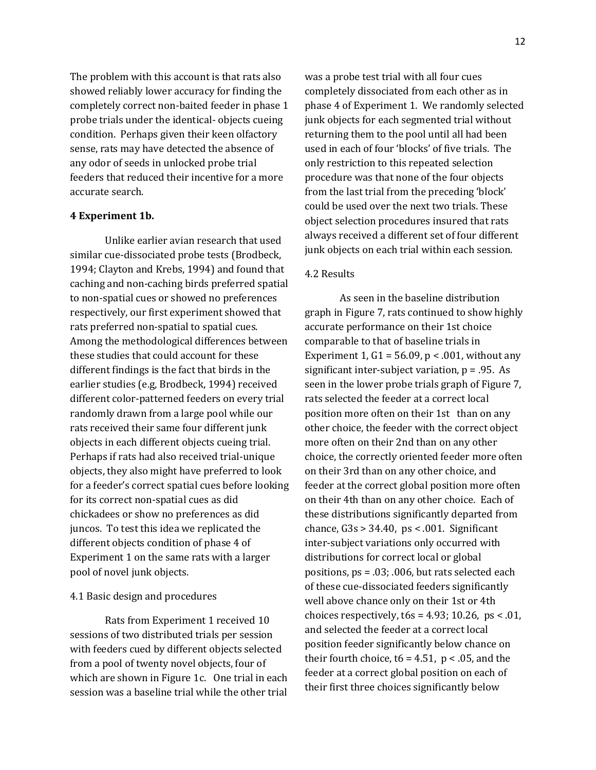The problem with this account is that rats also showed reliably lower accuracy for finding the completely correct non-baited feeder in phase 1 probe trials under the identical- objects cueing condition. Perhaps given their keen olfactory sense, rats may have detected the absence of any odor of seeds in unlocked probe trial feeders that reduced their incentive for a more accurate search.

## 4 Experiment 1b.

Unlike earlier avian research that used similar cue-dissociated probe tests (Brodbeck, 1994; Clayton and Krebs, 1994) and found that caching and non-caching birds preferred spatial to non-spatial cues or showed no preferences respectively, our first experiment showed that rats preferred non-spatial to spatial cues. Among the methodological differences between these studies that could account for these different findings is the fact that birds in the earlier studies (e.g, Brodbeck, 1994) received different color-patterned feeders on every trial randomly drawn from a large pool while our rats received their same four different junk objects in each different objects cueing trial. Perhaps if rats had also received trial-unique objects, they also might have preferred to look for a feeder's correct spatial cues before looking for its correct non-spatial cues as did chickadees or show no preferences as did juncos. To test this idea we replicated the different objects condition of phase 4 of Experiment 1 on the same rats with a larger pool of novel junk objects.

### 4.1 Basic design and procedures

Rats from Experiment 1 received 10 sessions of two distributed trials per session with feeders cued by different objects selected from a pool of twenty novel objects, four of which are shown in Figure 1c. One trial in each session was a baseline trial while the other trial was a probe test trial with all four cues completely dissociated from each other as in phase 4 of Experiment 1. We randomly selected junk objects for each segmented trial without returning them to the pool until all had been used in each of four 'blocks' of five trials. The only restriction to this repeated selection procedure was that none of the four objects from the last trial from the preceding 'block' could be used over the next two trials. These object selection procedures insured that rats always received a different set of four different junk objects on each trial within each session.

### 4.2 Results

As seen in the baseline distribution graph in Figure 7, rats continued to show highly accurate performance on their 1st choice comparable to that of baseline trials in Experiment 1, $G_1 = 56.09$, $p < .001$, without any significant inter-subject variation, $p = .95$. As seen in the lower probe trials graph of Figure 7, rats selected the feeder at a correct local position more often on their 1st than on any other choice, the feeder with the correct object more often on their 2nd than on any other choice, the correctly oriented feeder more often on their 3rd than on any other choice, and feeder at the correct global position more often on their 4th than on any other choice. Each of these distributions significantly departed from chance, $G_3s > 34.40$, $ps < .001$. Significant inter-subject variations only occurred with distributions for correct local or global positions, $ps = .03; .006$, but rats selected each of these cue-dissociated feeders significantly well above chance only on their 1st or 4th choices respectively, $t_6s = 4.93; 10.26$, $ps < .01$, and selected the feeder at a correct local position feeder significantly below chance on their fourth choice, $t_6 = 4.51$, $p < .05$, and the feeder at a correct global position on each of their first three choices significantly below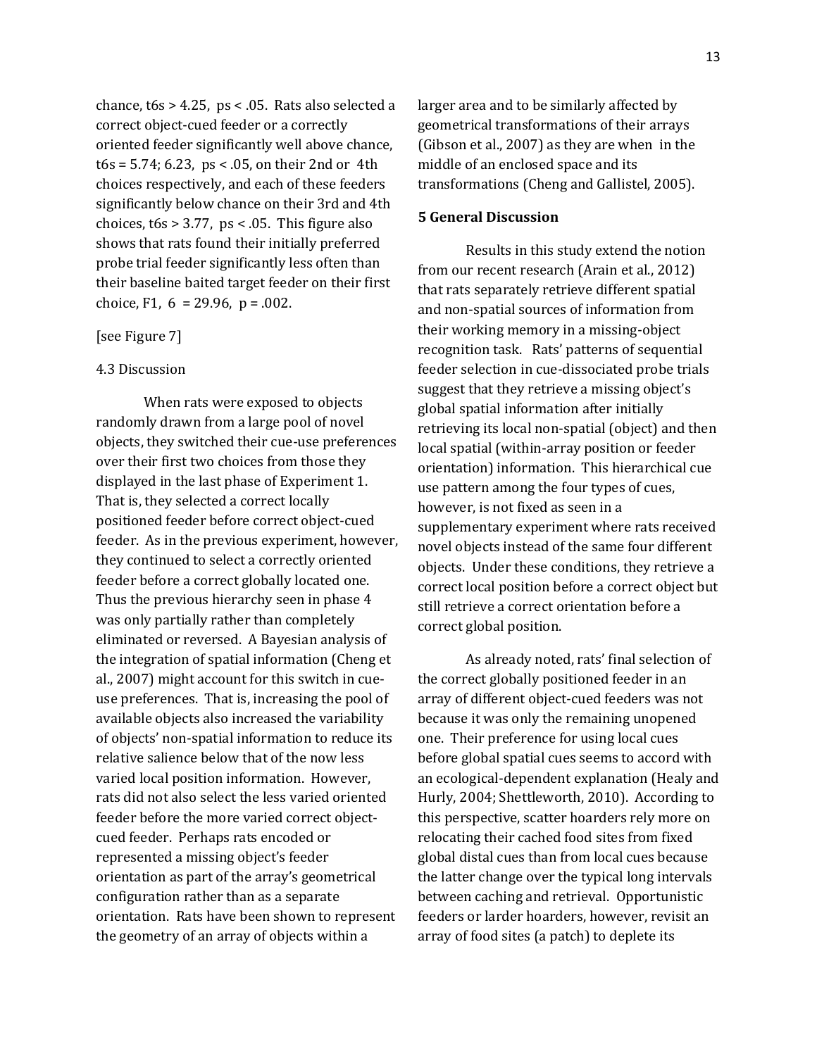chance, $t_6s > 4.25$, $ps < .05$. Rats also selected a correct object-cued feeder or a correctly oriented feeder significantly well above chance, $t_6s = 5.74$; $6.23$, $ps < .05$, on their 2nd or 4th choices respectively, and each of these feeders significantly below chance on their 3rd and 4th choices, $t_6s > 3.77$, $ps < .05$. This figure also shows that rats found their initially preferred probe trial feeder significantly less often than their baseline baited target feeder on their first choice, $F_{1,6} = 29.96$, $p = .002$.

[see Figure 7]

4.3 Discussion

When rats were exposed to objects randomly drawn from a large pool of novel objects, they switched their cue-use preferences over their first two choices from those they displayed in the last phase of Experiment 1. That is, they selected a correct locally positioned feeder before correct object-cued feeder. As in the previous experiment, however, they continued to select a correctly oriented feeder before a correct globally located one. Thus the previous hierarchy seen in phase 4 was only partially rather than completely eliminated or reversed. A Bayesian analysis of the integration of spatial information (Cheng et al., 2007) might account for this switch in cue-use preferences. That is, increasing the pool of available objects also increased the variability of objects' non-spatial information to reduce its relative salience below that of the now less varied local position information. However, rats did not also select the less varied oriented feeder before the more varied correct object-cued feeder. Perhaps rats encoded or represented a missing object's feeder orientation as part of the array's geometrical configuration rather than as a separate orientation. Rats have been shown to represent the geometry of an array of objects within a larger area and to be similarly affected by geometrical transformations of their arrays (Gibson et al., 2007) as they are when in the middle of an enclosed space and its transformations (Cheng and Gallistel, 2005).

## 5 General Discussion

Results in this study extend the notion from our recent research (Arain et al., 2012) that rats separately retrieve different spatial and non-spatial sources of information from their working memory in a missing-object recognition task. Rats' patterns of sequential feeder selection in cue-dissociated probe trials suggest that they retrieve a missing object's global spatial information after initially retrieving its local non-spatial (object) and then local spatial (within-array position or feeder orientation) information. This hierarchical cue use pattern among the four types of cues, however, is not fixed as seen in a supplementary experiment where rats received novel objects instead of the same four different objects. Under these conditions, they retrieve a correct local position before a correct object but still retrieve a correct orientation before a correct global position.

As already noted, rats' final selection of the correct globally positioned feeder in an array of different object-cued feeders was not because it was only the remaining unopened one. Their preference for using local cues before global spatial cues seems to accord with an ecological-dependent explanation (Healy and Hurly, 2004; Shettleworth, 2010). According to this perspective, scatter hoarders rely more on relocating their cached food sites from fixed global distal cues than from local cues because the latter change over the typical long intervals between caching and retrieval. Opportunistic feeders or larder hoarders, however, revisit an array of food sites (a patch) to deplete its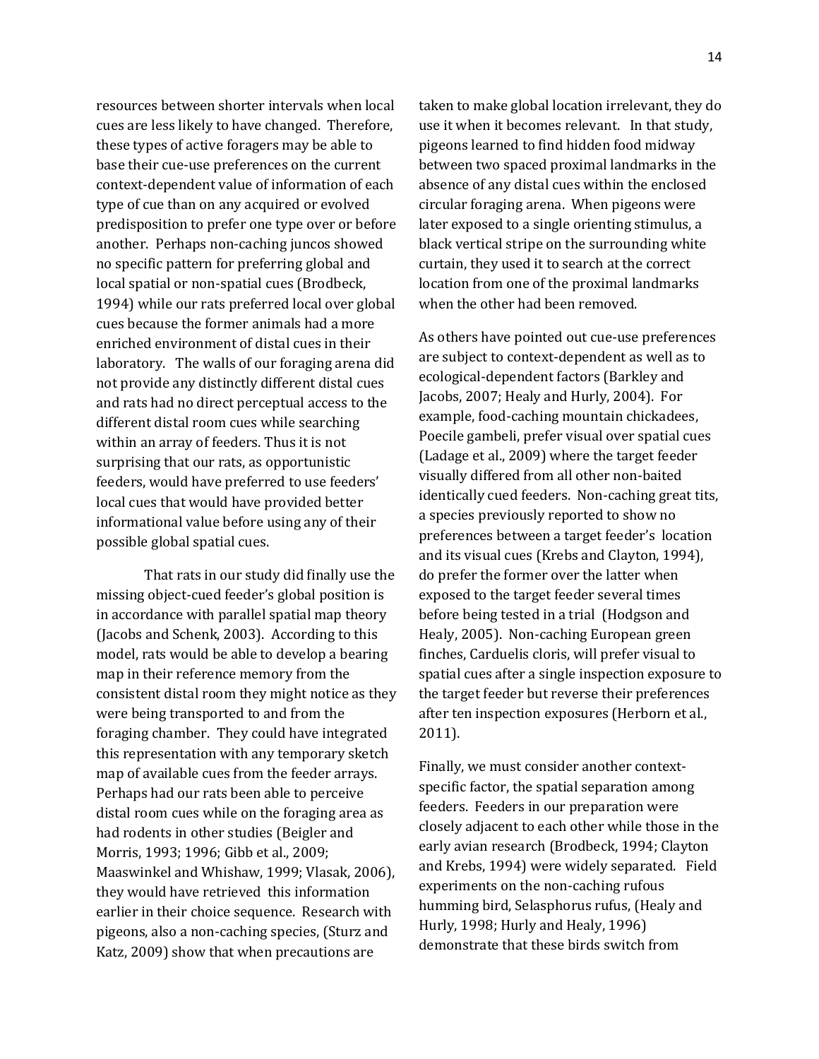resources between shorter intervals when local cues are less likely to have changed. Therefore, these types of active foragers may be able to base their cue-use preferences on the current context-dependent value of information of each type of cue than on any acquired or evolved predisposition to prefer one type over or before another. Perhaps non-caching juncos showed no specific pattern for preferring global and local spatial or non-spatial cues (Brodbeck, 1994) while our rats preferred local over global cues because the former animals had a more enriched environment of distal cues in their laboratory. The walls of our foraging arena did not provide any distinctly different distal cues and rats had no direct perceptual access to the different distal room cues while searching within an array of feeders. Thus it is not surprising that our rats, as opportunistic feeders, would have preferred to use feeders' local cues that would have provided better informational value before using any of their possible global spatial cues.

That rats in our study did finally use the missing object-cued feeder's global position is in accordance with parallel spatial map theory (Jacobs and Schenk, 2003). According to this model, rats would be able to develop a bearing map in their reference memory from the consistent distal room they might notice as they were being transported to and from the foraging chamber. They could have integrated this representation with any temporary sketch map of available cues from the feeder arrays. Perhaps had our rats been able to perceive distal room cues while on the foraging area as had rodents in other studies (Beigler and Morris, 1993; 1996; Gibb et al., 2009; Maaswinkel and Whishaw, 1999; Vlasak, 2006), they would have retrieved this information earlier in their choice sequence. Research with pigeons, also a non-caching species, (Sturz and Katz, 2009) show that when precautions are taken to make global location irrelevant, they do use it when it becomes relevant. In that study, pigeons learned to find hidden food midway between two spaced proximal landmarks in the absence of any distal cues within the enclosed circular foraging arena. When pigeons were later exposed to a single orienting stimulus, a black vertical stripe on the surrounding white curtain, they used it to search at the correct location from one of the proximal landmarks when the other had been removed.

As others have pointed out cue-use preferences are subject to context-dependent as well as to ecological-dependent factors (Barkley and Jacobs, 2007; Healy and Hurly, 2004). For example, food-caching mountain chickadees, Poecile gambeli, prefer visual over spatial cues (Ladage et al., 2009) where the target feeder visually differed from all other non-baited identically cued feeders. Non-caching great tits, a species previously reported to show no preferences between a target feeder's location and its visual cues (Krebs and Clayton, 1994), do prefer the former over the latter when exposed to the target feeder several times before being tested in a trial (Hodgson and Healy, 2005). Non-caching European green finches, Carduelis cloris, will prefer visual to spatial cues after a single inspection exposure to the target feeder but reverse their preferences after ten inspection exposures (Herborn et al., 2011).

Finally, we must consider another context-specific factor, the spatial separation among feeders. Feeders in our preparation were closely adjacent to each other while those in the early avian research (Brodbeck, 1994; Clayton and Krebs, 1994) were widely separated. Field experiments on the non-caching rufous humming bird, Selasphorus rufus, (Healy and Hurly, 1998; Hurly and Healy, 1996) demonstrate that these birds switch from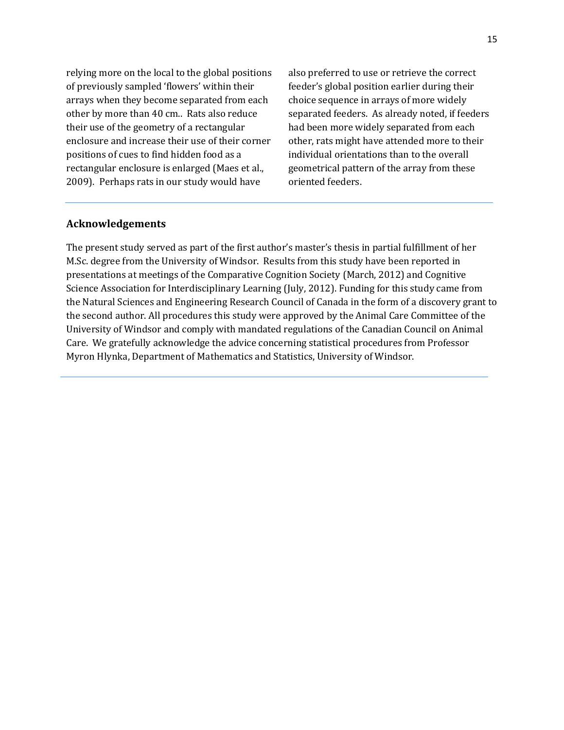relying more on the local to the global positions of previously sampled 'flowers' within their arrays when they become separated from each other by more than 40 cm.. Rats also reduce their use of the geometry of a rectangular enclosure and increase their use of their corner positions of cues to find hidden food as a rectangular enclosure is enlarged (Maes et al., 2009). Perhaps rats in our study would have also preferred to use or retrieve the correct feeder's global position earlier during their choice sequence in arrays of more widely separated feeders. As already noted, if feeders had been more widely separated from each other, rats might have attended more to their individual orientations than to the overall geometrical pattern of the array from these oriented feeders.

---

## Acknowledgements

The present study served as part of the first author's master's thesis in partial fulfillment of her M.Sc. degree from the University of Windsor. Results from this study have been reported in presentations at meetings of the Comparative Cognition Society (March, 2012) and Cognitive Science Association for Interdisciplinary Learning (July, 2012). Funding for this study came from the Natural Sciences and Engineering Research Council of Canada in the form of a discovery grant to the second author. All procedures this study were approved by the Animal Care Committee of the University of Windsor and comply with mandated regulations of the Canadian Council on Animal Care. We gratefully acknowledge the advice concerning statistical procedures from Professor Myron Hlynka, Department of Mathematics and Statistics, University of Windsor.

---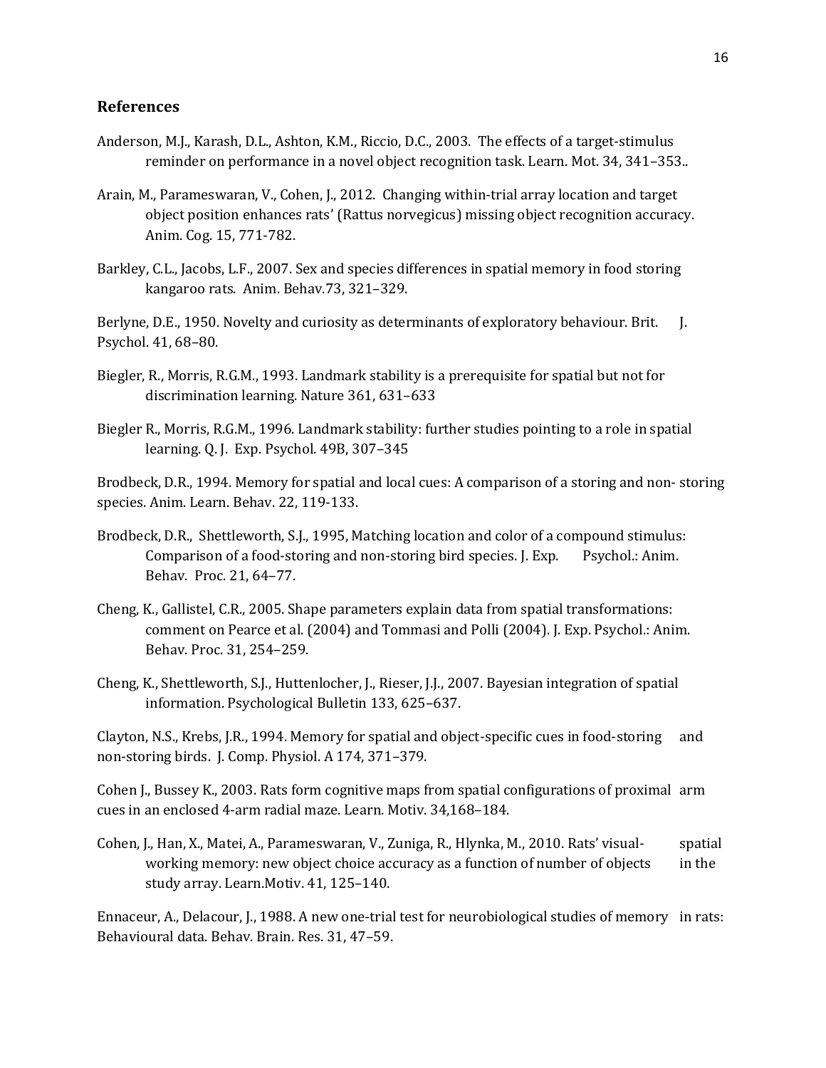## References

Anderson, M.J., Karash, D.L., Ashton, K.M., Riccio, D.C., 2003. The effects of a target-stimulus reminder on performance in a novel object recognition task. Learn. Mot. 34, 341–353..

Arain, M., Parameswaran, V., Cohen, J., 2012. Changing within-trial array location and target object position enhances rats' (Rattus norvegicus) missing object recognition accuracy. Anim. Cog. 15, 771-782.

Barkley, C.L., Jacobs, L.F., 2007. Sex and species differences in spatial memory in food storing kangaroo rats. Anim. Behav.73, 321–329.

Berlyne, D.E., 1950. Novelty and curiosity as determinants of exploratory behaviour. Brit. J. Psychol. 41, 68–80.

Biegler, R., Morris, R.G.M., 1993. Landmark stability is a prerequisite for spatial but not for discrimination learning. Nature 361, 631–633

Biegler R., Morris, R.G.M., 1996. Landmark stability: further studies pointing to a role in spatial learning. Q. J. Exp. Psychol. 49B, 307–345

Brodbeck, D.R., 1994. Memory for spatial and local cues: A comparison of a storing and non- storing species. Anim. Learn. Behav. 22, 119-133.

Brodbeck, D.R., Shettleworth, S.J., 1995, Matching location and color of a compound stimulus: Comparison of a food-storing and non-storing bird species. J. Exp. Psychol.: Anim. Behav. Proc. 21, 64–77.

Cheng, K., Gallistel, C.R., 2005. Shape parameters explain data from spatial transformations: comment on Pearce et al. (2004) and Tommasi and Polli (2004). J. Exp. Psychol.: Anim. Behav. Proc. 31, 254–259.

Cheng, K., Shettleworth, S.J., Huttenlocher, J., Rieser, J.J., 2007. Bayesian integration of spatial information. Psychological Bulletin 133, 625–637.

Clayton, N.S., Krebs, J.R., 1994. Memory for spatial and object-specific cues in food-storing and non-storing birds. J. Comp. Physiol. A 174, 371–379.

Cohen J., Bussey K., 2003. Rats form cognitive maps from spatial configurations of proximal arm cues in an enclosed 4-arm radial maze. Learn. Motiv. 34,168–184.

Cohen, J., Han, X., Matei, A., Parameswaran, V., Zuniga, R., Hlynka, M., 2010. Rats' visual-spatial working memory: new object choice accuracy as a function of number of objects in the study array. Learn.Motiv. 41, 125–140.

Ennaceur, A., Delacour, J., 1988. A new one-trial test for neurobiological studies of memory in rats: Behavioural data. Behav. Brain. Res. 31, 47–59.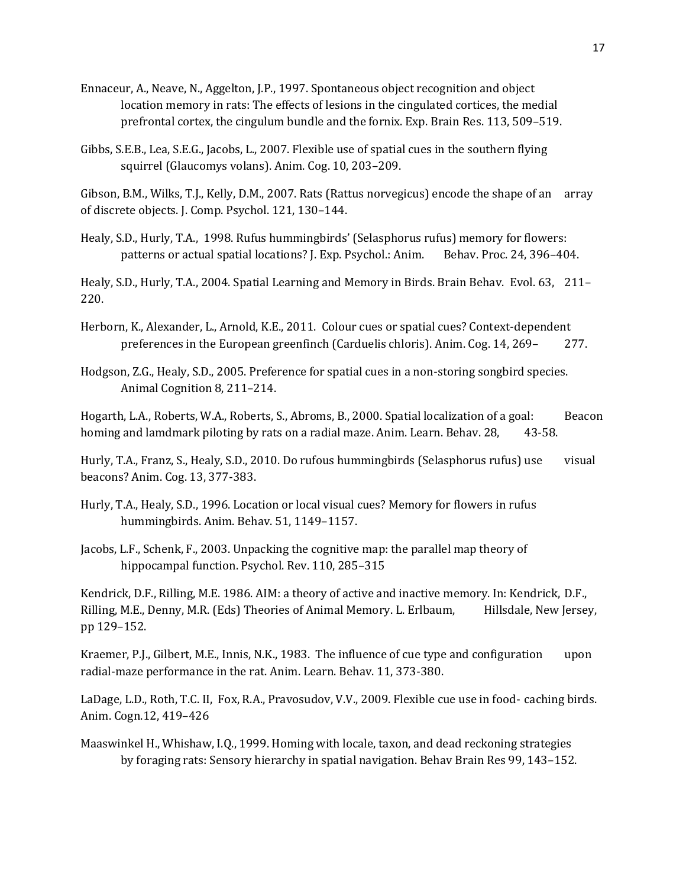Ennaceur, A., Neave, N., Aggelton, J.P., 1997. Spontaneous object recognition and object location memory in rats: The effects of lesions in the cingulated cortices, the medial prefrontal cortex, the cingulum bundle and the fornix. Exp. Brain Res. 113, 509–519.

Gibbs, S.E.B., Lea, S.E.G., Jacobs, L., 2007. Flexible use of spatial cues in the southern flying squirrel (Glaucomys volans). Anim. Cog. 10, 203–209.

Gibson, B.M., Wilks, T.J., Kelly, D.M., 2007. Rats (Rattus norvegicus) encode the shape of an array of discrete objects. J. Comp. Psychol. 121, 130–144.

Healy, S.D., Hurly, T.A., 1998. Rufus hummingbirds' (Selasphorus rufus) memory for flowers: patterns or actual spatial locations? J. Exp. Psychol.: Anim. Behav. Proc. 24, 396–404.

Healy, S.D., Hurly, T.A., 2004. Spatial Learning and Memory in Birds. Brain Behav. Evol. 63, 211–220.

Herborn, K., Alexander, L., Arnold, K.E., 2011. Colour cues or spatial cues? Context-dependent preferences in the European greenfinch (Carduelis chloris). Anim. Cog. 14, 269–277.

Hodgson, Z.G., Healy, S.D., 2005. Preference for spatial cues in a non-storing songbird species. Animal Cognition 8, 211–214.

Hogarth, L.A., Roberts, W.A., Roberts, S., Abroms, B., 2000. Spatial localization of a goal: Beacon homing and lamdmark piloting by rats on a radial maze. Anim. Learn. Behav. 28, 43-58.

Hurly, T.A., Franz, S., Healy, S.D., 2010. Do rufous hummingbirds (Selasphorus rufus) use visual beacons? Anim. Cog. 13, 377-383.

Hurly, T.A., Healy, S.D., 1996. Location or local visual cues? Memory for flowers in rufus hummingbirds. Anim. Behav. 51, 1149–1157.

Jacobs, L.F., Schenk, F., 2003. Unpacking the cognitive map: the parallel map theory of hippocampal function. Psychol. Rev. 110, 285–315

Kendrick, D.F., Rilling, M.E. 1986. AIM: a theory of active and inactive memory. In: Kendrick, D.F., Rilling, M.E., Denny, M.R. (Eds) Theories of Animal Memory. L. Erlbaum, Hillsdale, New Jersey, pp 129–152.

Kraemer, P.J., Gilbert, M.E., Innis, N.K., 1983. The influence of cue type and configuration upon radial-maze performance in the rat. Anim. Learn. Behav. 11, 373-380.

LaDage, L.D., Roth, T.C. II, Fox, R.A., Pravosudov, V.V., 2009. Flexible cue use in food- caching birds. Anim. Cogn.12, 419–426

Maaswinkel H., Whishaw, I.Q., 1999. Homing with locale, taxon, and dead reckoning strategies by foraging rats: Sensory hierarchy in spatial navigation. Behav Brain Res 99, 143–152.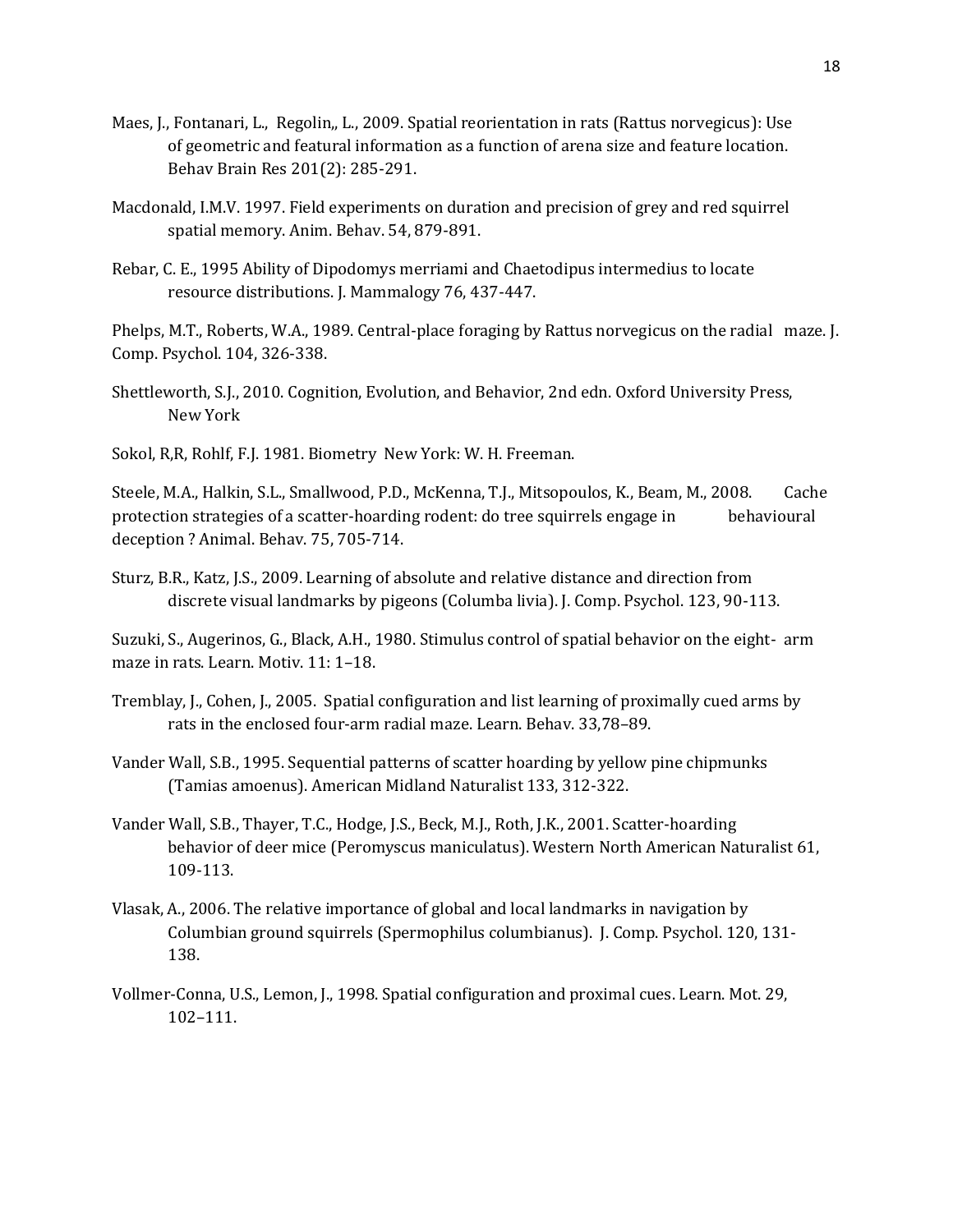Maes, J., Fontanari, L., Regolin,, L., 2009. Spatial reorientation in rats (Rattus norvegicus): Use of geometric and featural information as a function of arena size and feature location. Behav Brain Res 201(2): 285-291.

Macdonald, I.M.V. 1997. Field experiments on duration and precision of grey and red squirrel spatial memory. Anim. Behav. 54, 879-891.

Rebar, C. E., 1995 Ability of Dipodomys merriami and Chaetodipus intermedius to locate resource distributions. J. Mammalogy 76, 437-447.

Phelps, M.T., Roberts, W.A., 1989. Central-place foraging by Rattus norvegicus on the radial maze. J. Comp. Psychol. 104, 326-338.

Shettleworth, S.J., 2010. Cognition, Evolution, and Behavior, 2nd edn. Oxford University Press, New York

Sokol, R,R, Rohlf, F.J. 1981. Biometry New York: W. H. Freeman.

Steele, M.A., Halkin, S.L., Smallwood, P.D., McKenna, T.J., Mitsopoulos, K., Beam, M., 2008. Cache protection strategies of a scatter-hoarding rodent: do tree squirrels engage in behavioural deception ? Animal. Behav. 75, 705-714.

Sturz, B.R., Katz, J.S., 2009. Learning of absolute and relative distance and direction from discrete visual landmarks by pigeons (Columba livia). J. Comp. Psychol. 123, 90-113.

Suzuki, S., Augerinos, G., Black, A.H., 1980. Stimulus control of spatial behavior on the eight- arm maze in rats. Learn. Motiv. 11: 1–18.

Tremblay, J., Cohen, J., 2005. Spatial configuration and list learning of proximally cued arms by rats in the enclosed four-arm radial maze. Learn. Behav. 33,78–89.

Vander Wall, S.B., 1995. Sequential patterns of scatter hoarding by yellow pine chipmunks (Tamias amoenus). American Midland Naturalist 133, 312-322.

Vander Wall, S.B., Thayer, T.C., Hodge, J.S., Beck, M.J., Roth, J.K., 2001. Scatter-hoarding behavior of deer mice (Peromyscus maniculatus). Western North American Naturalist 61, 109-113.

Vlasak, A., 2006. The relative importance of global and local landmarks in navigation by Columbian ground squirrels (Spermophilus columbianus). J. Comp. Psychol. 120, 131-138.

Vollmer-Conna, U.S., Lemon, J., 1998. Spatial configuration and proximal cues. Learn. Mot. 29, 102–111.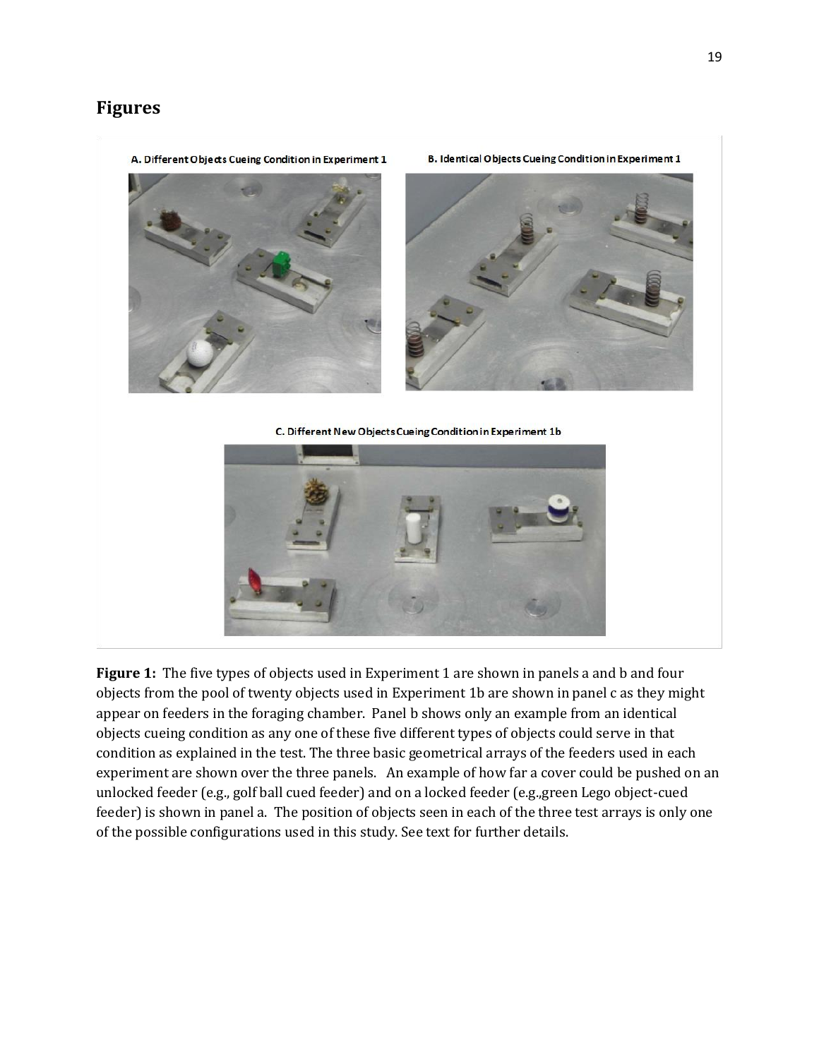## Figures

A. Different Objects Cueing Condition in Experiment 1

B. Identical Objects Cueing Condition in Experiment 1

C. Different New Objects Cueing Condition in Experiment 1b

**Figure 1:** The five types of objects used in Experiment 1 are shown in panels a and b and four objects from the pool of twenty objects used in Experiment 1b are shown in panel c as they might appear on feeders in the foraging chamber. Panel b shows only an example from an identical objects cueing condition as any one of these five different types of objects could serve in that condition as explained in the test. The three basic geometrical arrays of the feeders used in each experiment are shown over the three panels. An example of how far a cover could be pushed on an unlocked feeder (e.g., golf ball cued feeder) and on a locked feeder (e.g.,green Lego object-cued feeder) is shown in panel a. The position of objects seen in each of the three test arrays is only one of the possible configurations used in this study. See text for further details.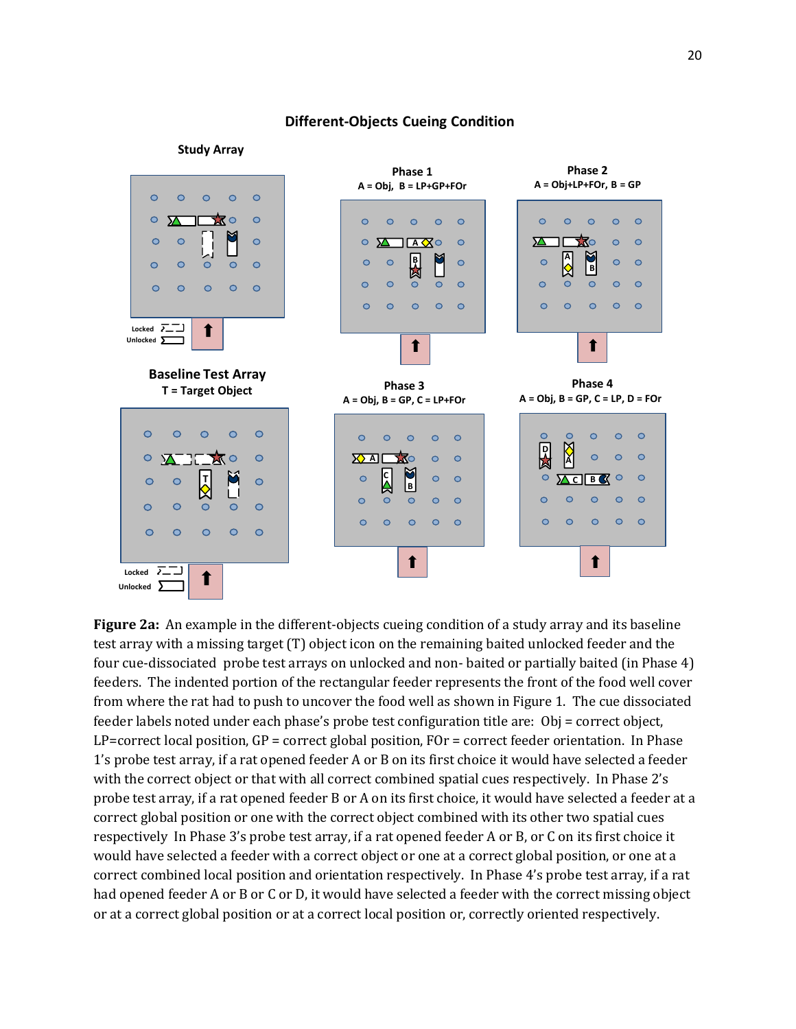## Different-Objects Cueing Condition

**Study Array**

Locked
Unlocked

**Phase 1**
**A = Obj, B = LP+GP+FOr**

**Phase 2**
**A = Obj+LP+FOr, B = GP**

**Baseline Test Array**
**T = Target Object**

Locked
Unlocked

**Phase 3**
**A = Obj, B = GP, C = LP+FOr**

**Phase 4**
**A = Obj, B = GP, C = LP, D = FOr**

**Figure 2a:** An example in the different-objects cueing condition of a study array and its baseline test array with a missing target (T) object icon on the remaining baited unlocked feeder and the four cue-dissociated probe test arrays on unlocked and non- baited or partially baited (in Phase 4) feeders. The indented portion of the rectangular feeder represents the front of the food well cover from where the rat had to push to uncover the food well as shown in Figure 1. The cue dissociated feeder labels noted under each phase's probe test configuration title are: Obj = correct object, LP=correct local position, GP = correct global position, FOr = correct feeder orientation. In Phase 1's probe test array, if a rat opened feeder A or B on its first choice it would have selected a feeder with the correct object or that with all correct combined spatial cues respectively. In Phase 2's probe test array, if a rat opened feeder B or A on its first choice, it would have selected a feeder at a correct global position or one with the correct object combined with its other two spatial cues respectively In Phase 3's probe test array, if a rat opened feeder A or B, or C on its first choice it would have selected a feeder with a correct object or one at a correct global position, or one at a correct combined local position and orientation respectively. In Phase 4's probe test array, if a rat had opened feeder A or B or C or D, it would have selected a feeder with the correct missing object or at a correct global position or at a correct local position or, correctly oriented respectively.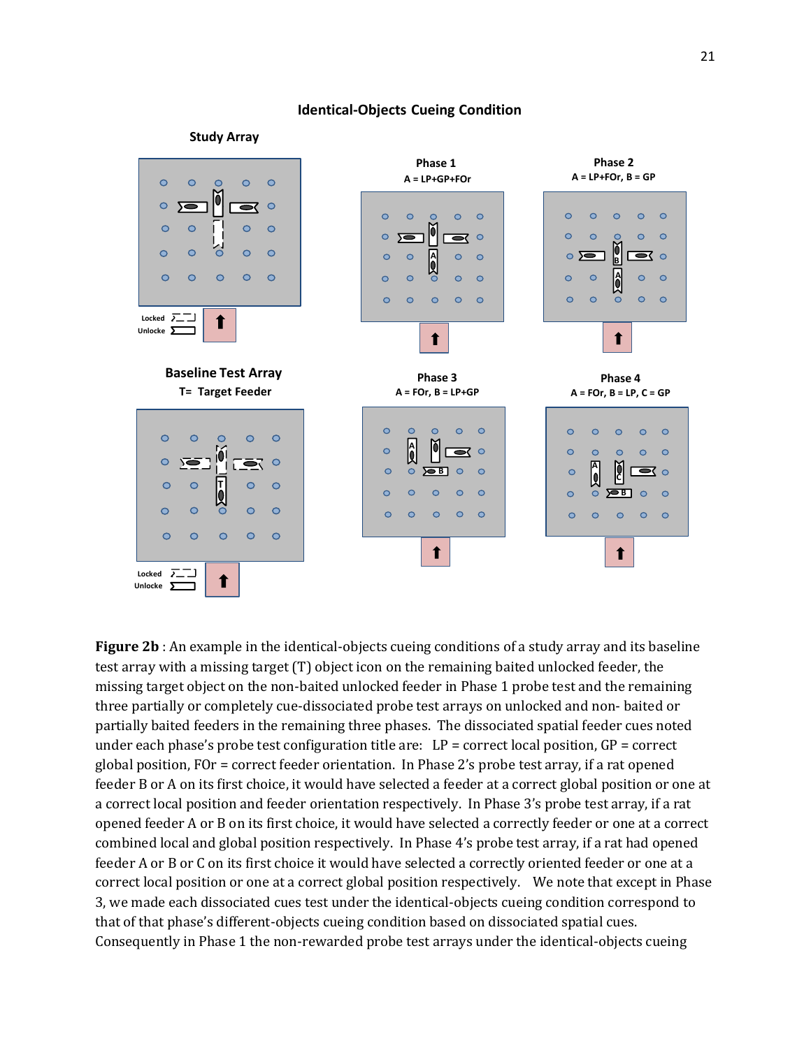**Identical-Objects Cueing Condition**

**Study Array**

Locked

Unlocke

**Phase 1**
A = LP+GP+FOr

**Phase 2**
A = LP+FOr, B = GP

**Baseline Test Array**
T= Target Feeder

Locked

Unlocke

**Phase 3**
A = FOr, B = LP+GP

**Phase 4**
A = FOr, B = LP, C = GP

**Figure 2b** : An example in the identical-objects cueing conditions of a study array and its baseline test array with a missing target (T) object icon on the remaining baited unlocked feeder, the missing target object on the non-baited unlocked feeder in Phase 1 probe test and the remaining three partially or completely cue-dissociated probe test arrays on unlocked and non- baited or partially baited feeders in the remaining three phases. The dissociated spatial feeder cues noted under each phase's probe test configuration title are: LP = correct local position, GP = correct global position, FOr = correct feeder orientation. In Phase 2's probe test array, if a rat opened feeder B or A on its first choice, it would have selected a feeder at a correct global position or one at a correct local position and feeder orientation respectively. In Phase 3's probe test array, if a rat opened feeder A or B on its first choice, it would have selected a correctly feeder or one at a correct combined local and global position respectively. In Phase 4's probe test array, if a rat had opened feeder A or B or C on its first choice it would have selected a correctly oriented feeder or one at a correct local position or one at a correct global position respectively. We note that except in Phase 3, we made each dissociated cues test under the identical-objects cueing condition correspond to that of that phase's different-objects cueing condition based on dissociated spatial cues. Consequently in Phase 1 the non-rewarded probe test arrays under the identical-objects cueing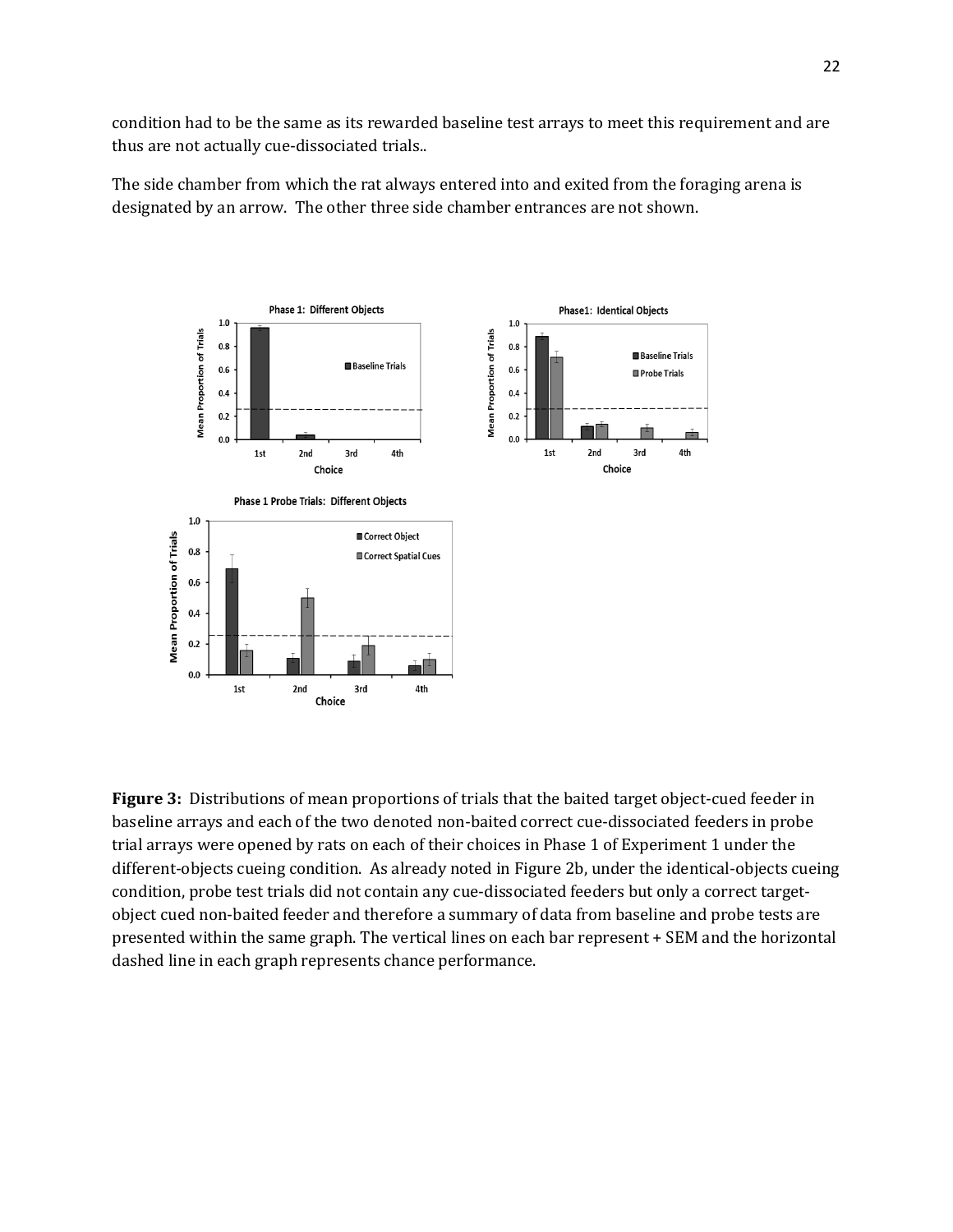condition had to be the same as its rewarded baseline test arrays to meet this requirement and are thus are not actually cue-dissociated trials..

The side chamber from which the rat always entered into and exited from the foraging arena is designated by an arrow. The other three side chamber entrances are not shown.

**Figure 3:** Distributions of mean proportions of trials that the baited target object-cued feeder in baseline arrays and each of the two denoted non-baited correct cue-dissociated feeders in probe trial arrays were opened by rats on each of their choices in Phase 1 of Experiment 1 under the different-objects cueing condition. As already noted in Figure 2b, under the identical-objects cueing condition, probe test trials did not contain any cue-dissociated feeders but only a correct target-object cued non-baited feeder and therefore a summary of data from baseline and probe tests are presented within the same graph. The vertical lines on each bar represent + SEM and the horizontal dashed line in each graph represents chance performance.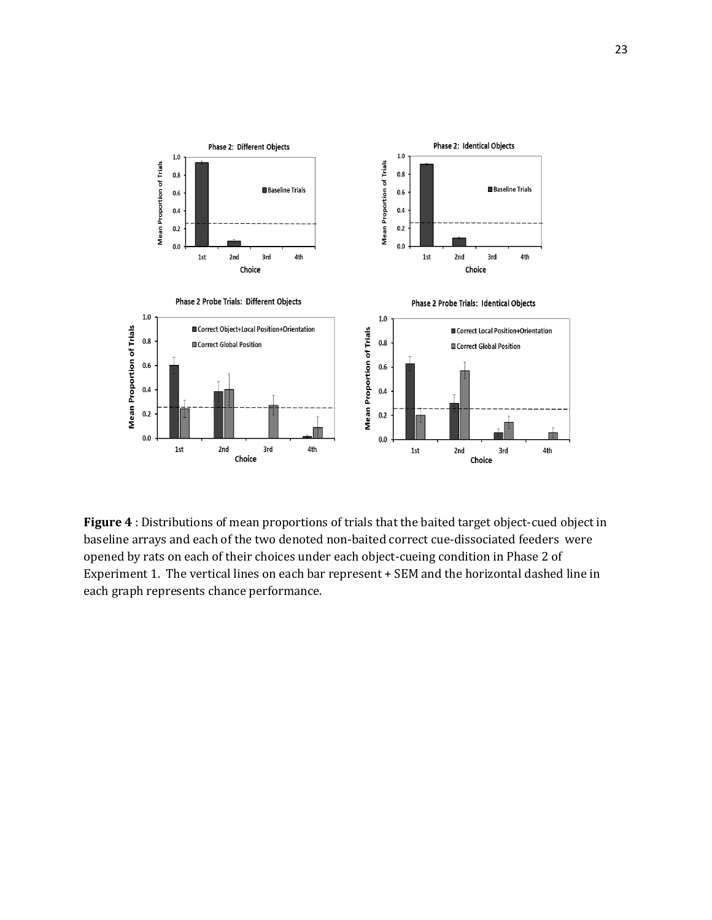**Figure 4** : Distributions of mean proportions of trials that the baited target object-cued object in baseline arrays and each of the two denoted non-baited correct cue-dissociated feeders were opened by rats on each of their choices under each object-cueing condition in Phase 2 of Experiment 1. The vertical lines on each bar represent + SEM and the horizontal dashed line in each graph represents chance performance.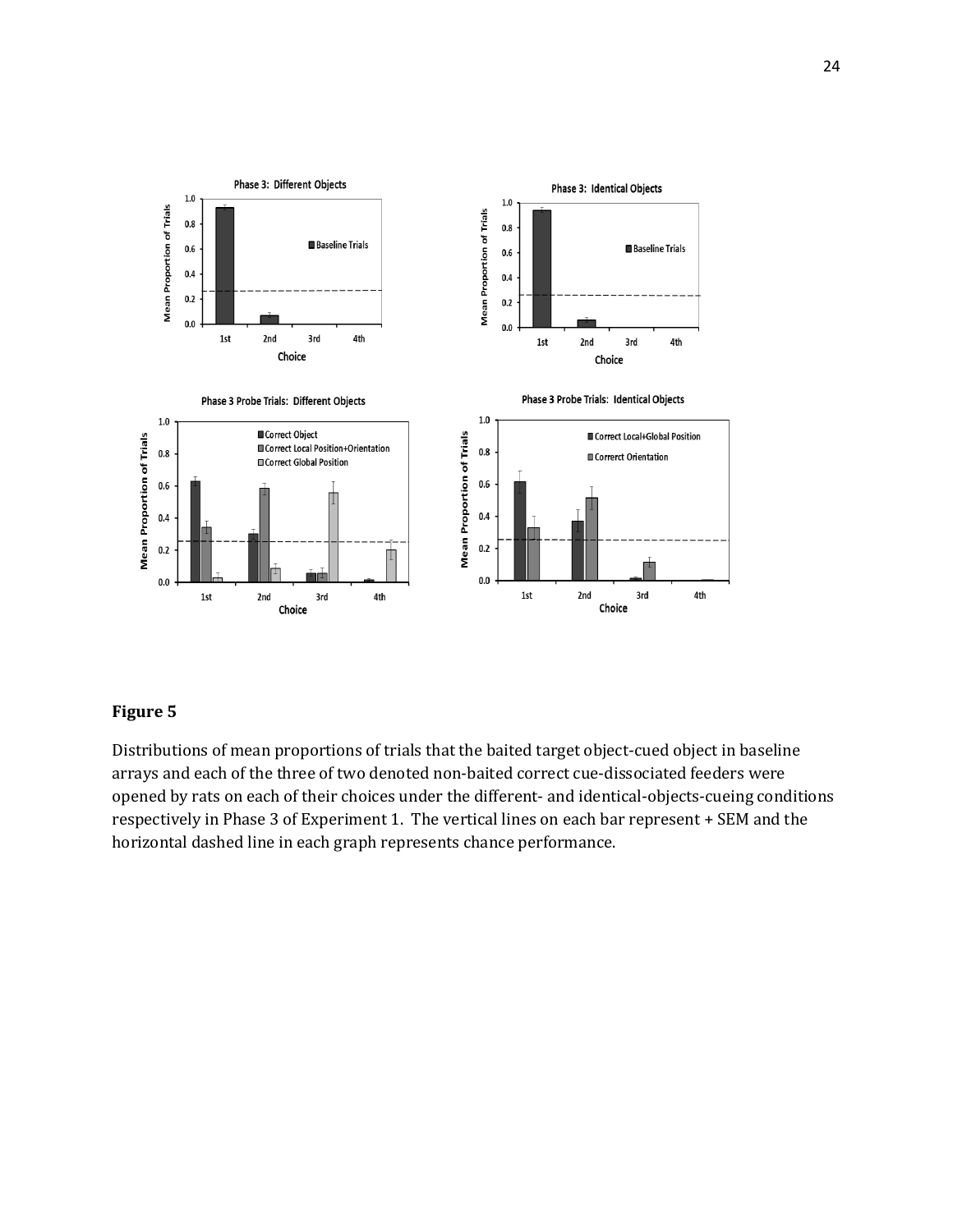## Figure 5

Distributions of mean proportions of trials that the baited target object-cued object in baseline arrays and each of the three of two denoted non-baited correct cue-dissociated feeders were opened by rats on each of their choices under the different- and identical-objects-cueing conditions respectively in Phase 3 of Experiment 1. The vertical lines on each bar represent + SEM and the horizontal dashed line in each graph represents chance performance.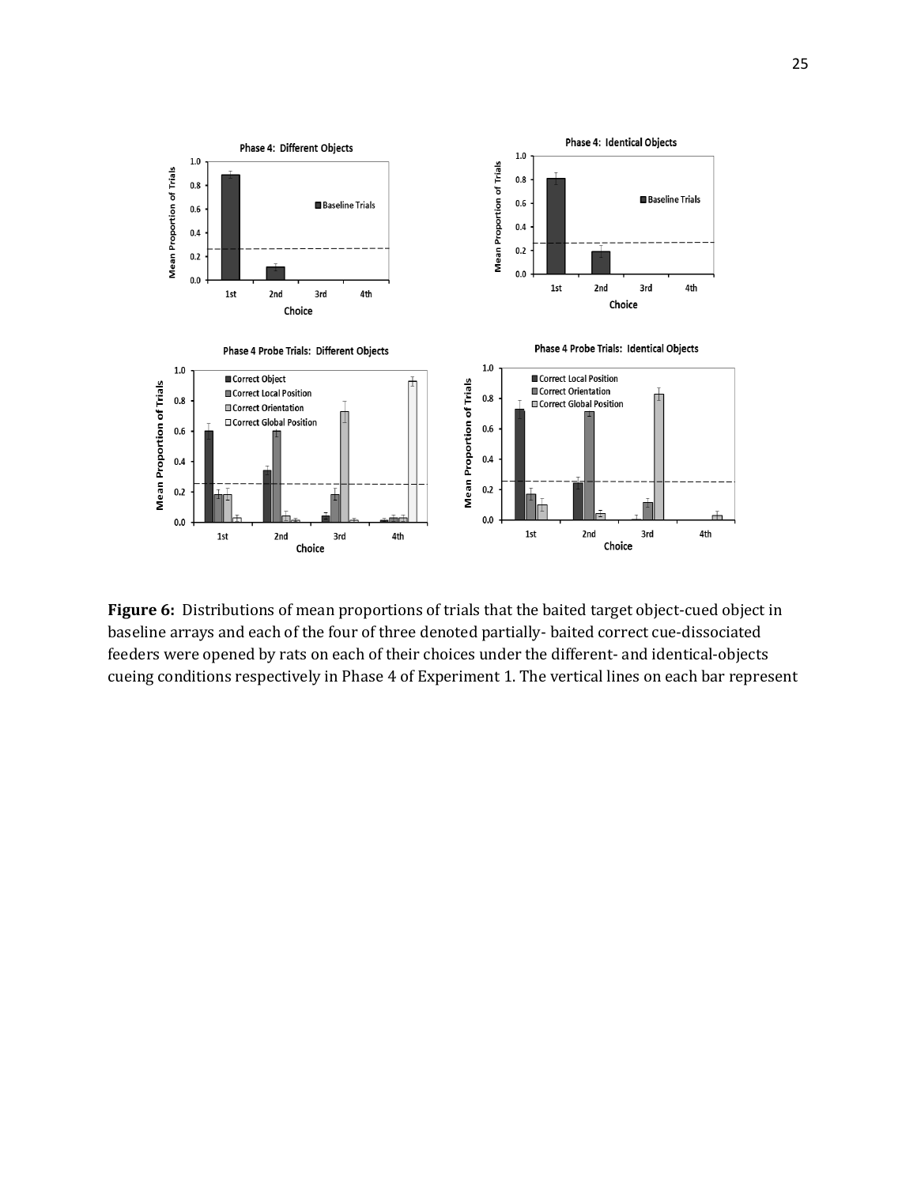**Figure 6:** Distributions of mean proportions of trials that the baited target object-cued object in baseline arrays and each of the four of three denoted partially- baited correct cue-dissociated feeders were opened by rats on each of their choices under the different- and identical-objects cueing conditions respectively in Phase 4 of Experiment 1. The vertical lines on each bar represent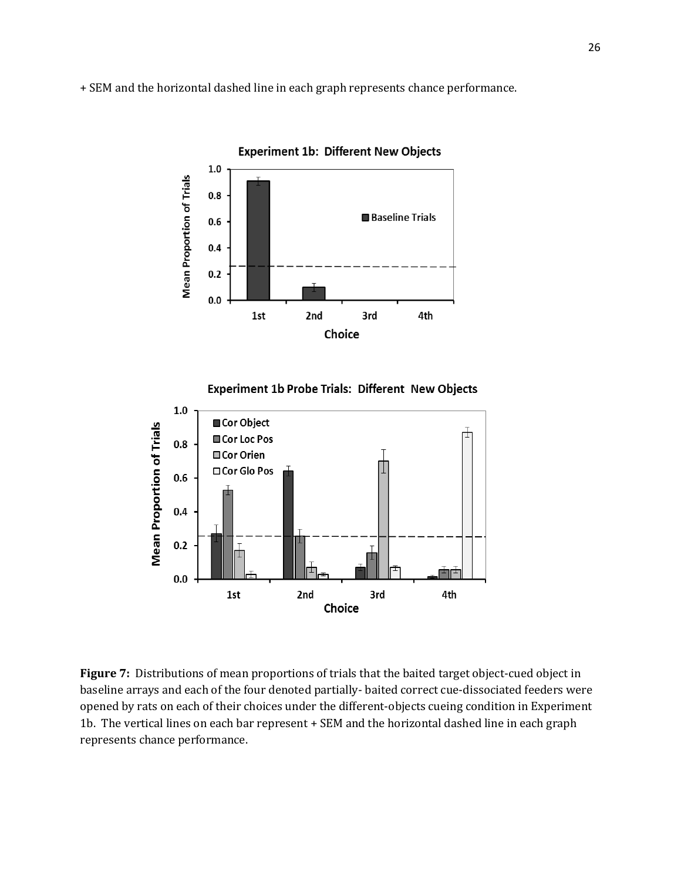+ SEM and the horizontal dashed line in each graph represents chance performance.

Experiment 1b: Different New Objects

1.0
0.8
0.6
0.4
0.2
0.0

Mean Proportion of Trials

Baseline Trials

1st 2nd 3rd 4th

Choice

Experiment 1b Probe Trials: Different New Objects

1.0
0.8
0.6
0.4
0.2
0.0

Mean Proportion of Trials

Cor Object
Cor Loc Pos
Cor Orien
Cor Glo Pos

1st 2nd 3rd 4th

Choice

**Figure 7:** Distributions of mean proportions of trials that the baited target object-cued object in baseline arrays and each of the four denoted partially- baited correct cue-dissociated feeders were opened by rats on each of their choices under the different-objects cueing condition in Experiment 1b. The vertical lines on each bar represent + SEM and the horizontal dashed line in each graph represents chance performance.